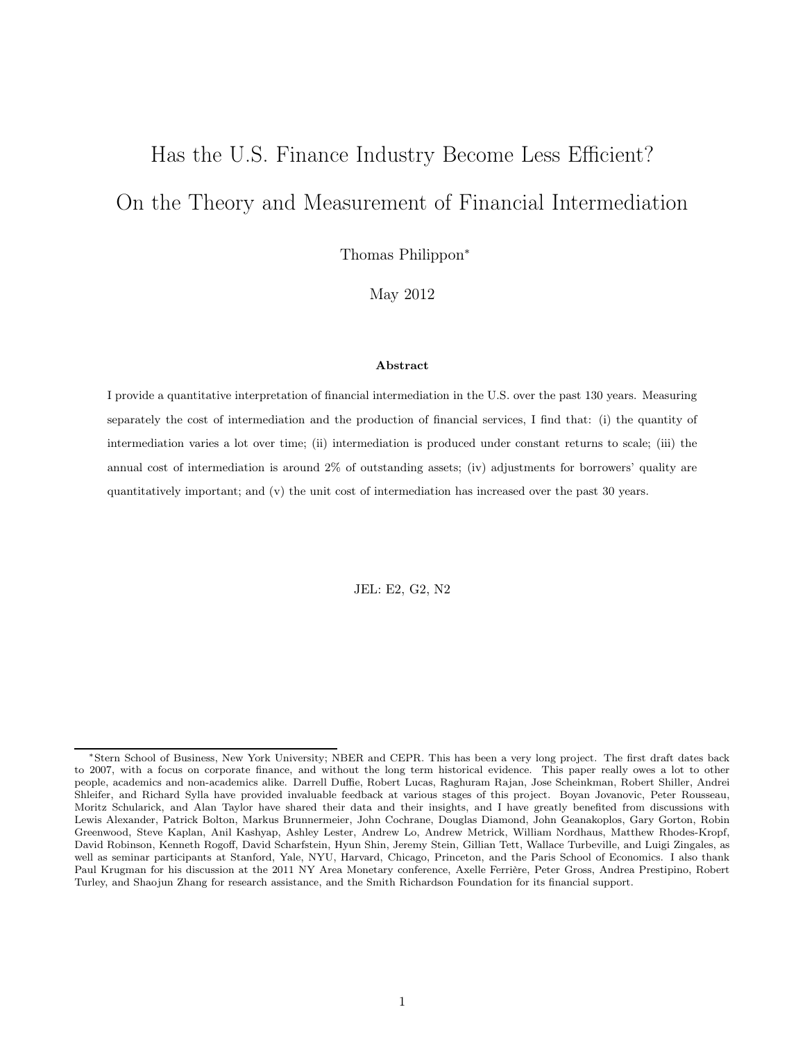# Has the U.S. Finance Industry Become Less Efficient?

# On the Theory and Measurement of Financial Intermediation

Thomas Philippon*

May 2012

**Abstract**

I provide a quantitative interpretation of financial intermediation in the U.S. over the past 130 years. Measuring separately the cost of intermediation and the production of financial services, I find that: (i) the quantity of intermediation varies a lot over time; (ii) intermediation is produced under constant returns to scale; (iii) the annual cost of intermediation is around 2% of outstanding assets; (iv) adjustments for borrowers' quality are quantitatively important; and (v) the unit cost of intermediation has increased over the past 30 years.

JEL: E2, G2, N2

*Stern School of Business, New York University; NBER and CEPR. This has been a very long project. The first draft dates back to 2007, with a focus on corporate finance, and without the long term historical evidence. This paper really owes a lot to other people, academics and non-academics alike. Darrell Duffie, Robert Lucas, Raghuram Rajan, Jose Scheinkman, Robert Shiller, Andrei Shleifer, and Richard Sylla have provided invaluable feedback at various stages of this project. Boyan Jovanovic, Peter Rousseau, Moritz Schularick, and Alan Taylor have shared their data and their insights, and I have greatly benefited from discussions with Lewis Alexander, Patrick Bolton, Markus Brunnermeier, John Cochrane, Douglas Diamond, John Geanakoplos, Gary Gorton, Robin Greenwood, Steve Kaplan, Anil Kashyap, Ashley Lester, Andrew Lo, Andrew Metrick, William Nordhaus, Matthew Rhodes-Kropf, David Robinson, Kenneth Rogoff, David Scharfstein, Hyun Shin, Jeremy Stein, Gillian Tett, Wallace Turbeville, and Luigi Zingales, as well as seminar participants at Stanford, Yale, NYU, Harvard, Chicago, Princeton, and the Paris School of Economics. I also thank Paul Krugman for his discussion at the 2011 NY Area Monetary conference, Axelle Ferrière, Peter Gross, Andrea Prestipino, Robert Turley, and Shaojun Zhang for research assistance, and the Smith Richardson Foundation for its financial support.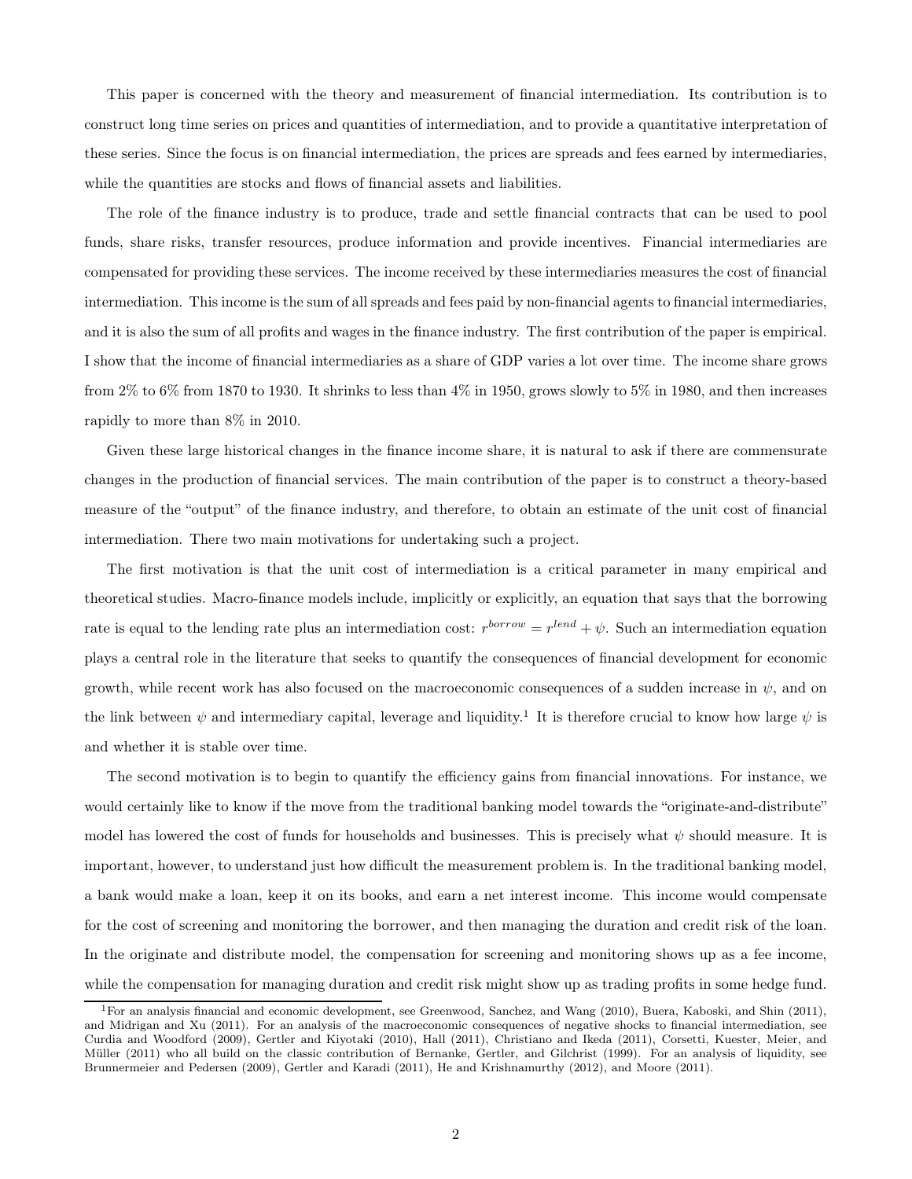This paper is concerned with the theory and measurement of financial intermediation. Its contribution is to construct long time series on prices and quantities of intermediation, and to provide a quantitative interpretation of these series. Since the focus is on financial intermediation, the prices are spreads and fees earned by intermediaries, while the quantities are stocks and flows of financial assets and liabilities.

The role of the finance industry is to produce, trade and settle financial contracts that can be used to pool funds, share risks, transfer resources, produce information and provide incentives. Financial intermediaries are compensated for providing these services. The income received by these intermediaries measures the cost of financial intermediation. This income is the sum of all spreads and fees paid by non-financial agents to financial intermediaries, and it is also the sum of all profits and wages in the finance industry. The first contribution of the paper is empirical. I show that the income of financial intermediaries as a share of GDP varies a lot over time. The income share grows from 2% to 6% from 1870 to 1930. It shrinks to less than 4% in 1950, grows slowly to 5% in 1980, and then increases rapidly to more than 8% in 2010.

Given these large historical changes in the finance income share, it is natural to ask if there are commensurate changes in the production of financial services. The main contribution of the paper is to construct a theory-based measure of the "output" of the finance industry, and therefore, to obtain an estimate of the unit cost of financial intermediation. There two main motivations for undertaking such a project.

The first motivation is that the unit cost of intermediation is a critical parameter in many empirical and theoretical studies. Macro-finance models include, implicitly or explicitly, an equation that says that the borrowing rate is equal to the lending rate plus an intermediation cost: $r^{borrow} = r^{lend} + \psi$. Such an intermediation equation plays a central role in the literature that seeks to quantify the consequences of financial development for economic growth, while recent work has also focused on the macroeconomic consequences of a sudden increase in $\psi$, and on the link between $\psi$ and intermediary capital, leverage and liquidity.[1] It is therefore crucial to know how large $\psi$ is and whether it is stable over time.

The second motivation is to begin to quantify the efficiency gains from financial innovations. For instance, we would certainly like to know if the move from the traditional banking model towards the "originate-and-distribute" model has lowered the cost of funds for households and businesses. This is precisely what $\psi$ should measure. It is important, however, to understand just how difficult the measurement problem is. In the traditional banking model, a bank would make a loan, keep it on its books, and earn a net interest income. This income would compensate for the cost of screening and monitoring the borrower, and then managing the duration and credit risk of the loan. In the originate and distribute model, the compensation for screening and monitoring shows up as a fee income, while the compensation for managing duration and credit risk might show up as trading profits in some hedge fund.

[1] For an analysis financial and economic development, see Greenwood, Sanchez, and Wang (2010), Buera, Kaboski, and Shin (2011), and Midrigan and Xu (2011). For an analysis of the macroeconomic consequences of negative shocks to financial intermediation, see Curdia and Woodford (2009), Gertler and Kiyotaki (2010), Hall (2011), Christiano and Ikeda (2011), Corsetti, Kuester, Meier, and Müller (2011) who all build on the classic contribution of Bernanke, Gertler, and Gilchrist (1999). For an analysis of liquidity, see Brunnermeier and Pedersen (2009), Gertler and Karadi (2011), He and Krishnamurthy (2012), and Moore (2011).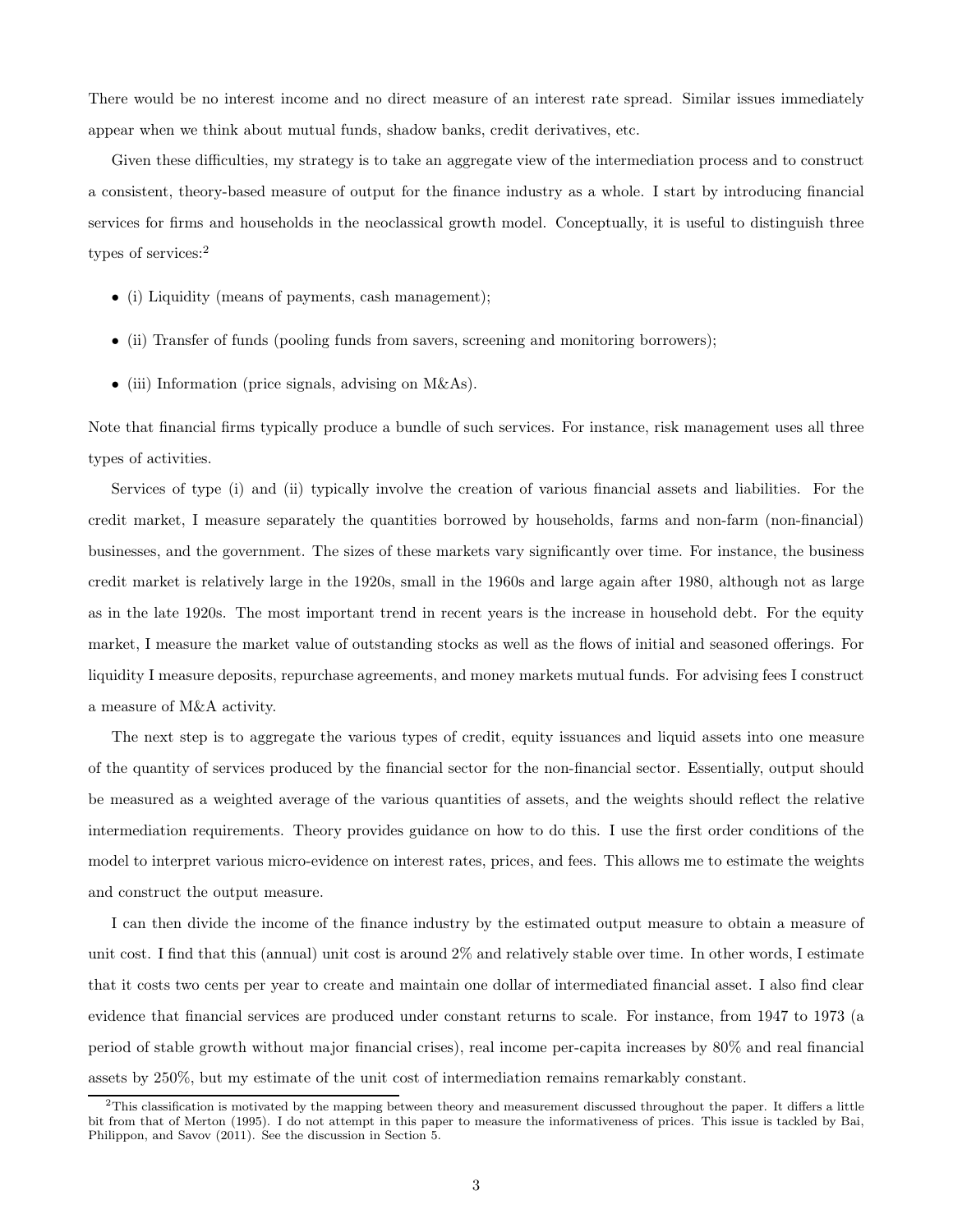There would be no interest income and no direct measure of an interest rate spread. Similar issues immediately appear when we think about mutual funds, shadow banks, credit derivatives, etc.

Given these difficulties, my strategy is to take an aggregate view of the intermediation process and to construct a consistent, theory-based measure of output for the finance industry as a whole. I start by introducing financial services for firms and households in the neoclassical growth model. Conceptually, it is useful to distinguish three types of services:[2]

- (i) Liquidity (means of payments, cash management);
- (ii) Transfer of funds (pooling funds from savers, screening and monitoring borrowers);
- (iii) Information (price signals, advising on M&As).

Note that financial firms typically produce a bundle of such services. For instance, risk management uses all three types of activities.

Services of type (i) and (ii) typically involve the creation of various financial assets and liabilities. For the credit market, I measure separately the quantities borrowed by households, farms and non-farm (non-financial) businesses, and the government. The sizes of these markets vary significantly over time. For instance, the business credit market is relatively large in the 1920s, small in the 1960s and large again after 1980, although not as large as in the late 1920s. The most important trend in recent years is the increase in household debt. For the equity market, I measure the market value of outstanding stocks as well as the flows of initial and seasoned offerings. For liquidity I measure deposits, repurchase agreements, and money markets mutual funds. For advising fees I construct a measure of M&A activity.

The next step is to aggregate the various types of credit, equity issuances and liquid assets into one measure of the quantity of services produced by the financial sector for the non-financial sector. Essentially, output should be measured as a weighted average of the various quantities of assets, and the weights should reflect the relative intermediation requirements. Theory provides guidance on how to do this. I use the first order conditions of the model to interpret various micro-evidence on interest rates, prices, and fees. This allows me to estimate the weights and construct the output measure.

I can then divide the income of the finance industry by the estimated output measure to obtain a measure of unit cost. I find that this (annual) unit cost is around 2% and relatively stable over time. In other words, I estimate that it costs two cents per year to create and maintain one dollar of intermediated financial asset. I also find clear evidence that financial services are produced under constant returns to scale. For instance, from 1947 to 1973 (a period of stable growth without major financial crises), real income per-capita increases by 80% and real financial assets by 250%, but my estimate of the unit cost of intermediation remains remarkably constant.

[2]This classification is motivated by the mapping between theory and measurement discussed throughout the paper. It differs a little bit from that of Merton (1995). I do not attempt in this paper to measure the informativeness of prices. This issue is tackled by Bai, Philippon, and Savov (2011). See the discussion in Section 5.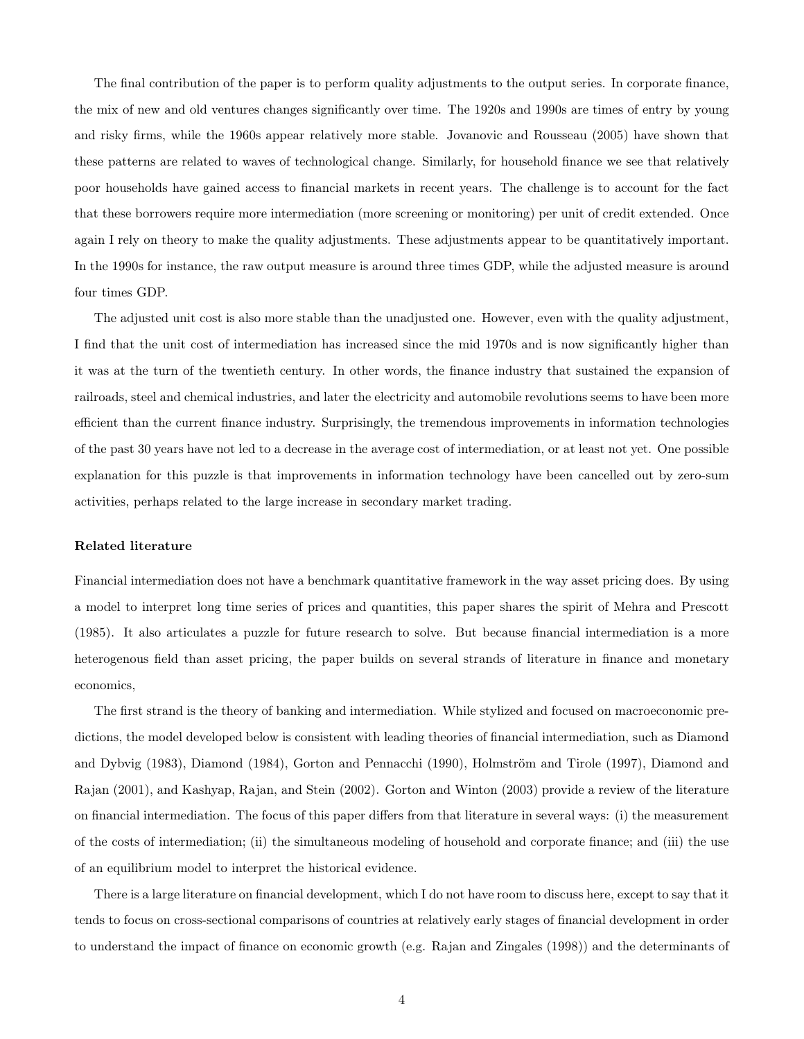The final contribution of the paper is to perform quality adjustments to the output series. In corporate finance, the mix of new and old ventures changes significantly over time. The 1920s and 1990s are times of entry by young and risky firms, while the 1960s appear relatively more stable. Jovanovic and Rousseau (2005) have shown that these patterns are related to waves of technological change. Similarly, for household finance we see that relatively poor households have gained access to financial markets in recent years. The challenge is to account for the fact that these borrowers require more intermediation (more screening or monitoring) per unit of credit extended. Once again I rely on theory to make the quality adjustments. These adjustments appear to be quantitatively important. In the 1990s for instance, the raw output measure is around three times GDP, while the adjusted measure is around four times GDP.

The adjusted unit cost is also more stable than the unadjusted one. However, even with the quality adjustment, I find that the unit cost of intermediation has increased since the mid 1970s and is now significantly higher than it was at the turn of the twentieth century. In other words, the finance industry that sustained the expansion of railroads, steel and chemical industries, and later the electricity and automobile revolutions seems to have been more efficient than the current finance industry. Surprisingly, the tremendous improvements in information technologies of the past 30 years have not led to a decrease in the average cost of intermediation, or at least not yet. One possible explanation for this puzzle is that improvements in information technology have been cancelled out by zero-sum activities, perhaps related to the large increase in secondary market trading.

**Related literature**

Financial intermediation does not have a benchmark quantitative framework in the way asset pricing does. By using a model to interpret long time series of prices and quantities, this paper shares the spirit of Mehra and Prescott (1985). It also articulates a puzzle for future research to solve. But because financial intermediation is a more heterogenous field than asset pricing, the paper builds on several strands of literature in finance and monetary economics,

The first strand is the theory of banking and intermediation. While stylized and focused on macroeconomic predictions, the model developed below is consistent with leading theories of financial intermediation, such as Diamond and Dybvig (1983), Diamond (1984), Gorton and Pennacchi (1990), Holmström and Tirole (1997), Diamond and Rajan (2001), and Kashyap, Rajan, and Stein (2002). Gorton and Winton (2003) provide a review of the literature on financial intermediation. The focus of this paper differs from that literature in several ways: (i) the measurement of the costs of intermediation; (ii) the simultaneous modeling of household and corporate finance; and (iii) the use of an equilibrium model to interpret the historical evidence.

There is a large literature on financial development, which I do not have room to discuss here, except to say that it tends to focus on cross-sectional comparisons of countries at relatively early stages of financial development in order to understand the impact of finance on economic growth (e.g. Rajan and Zingales (1998)) and the determinants of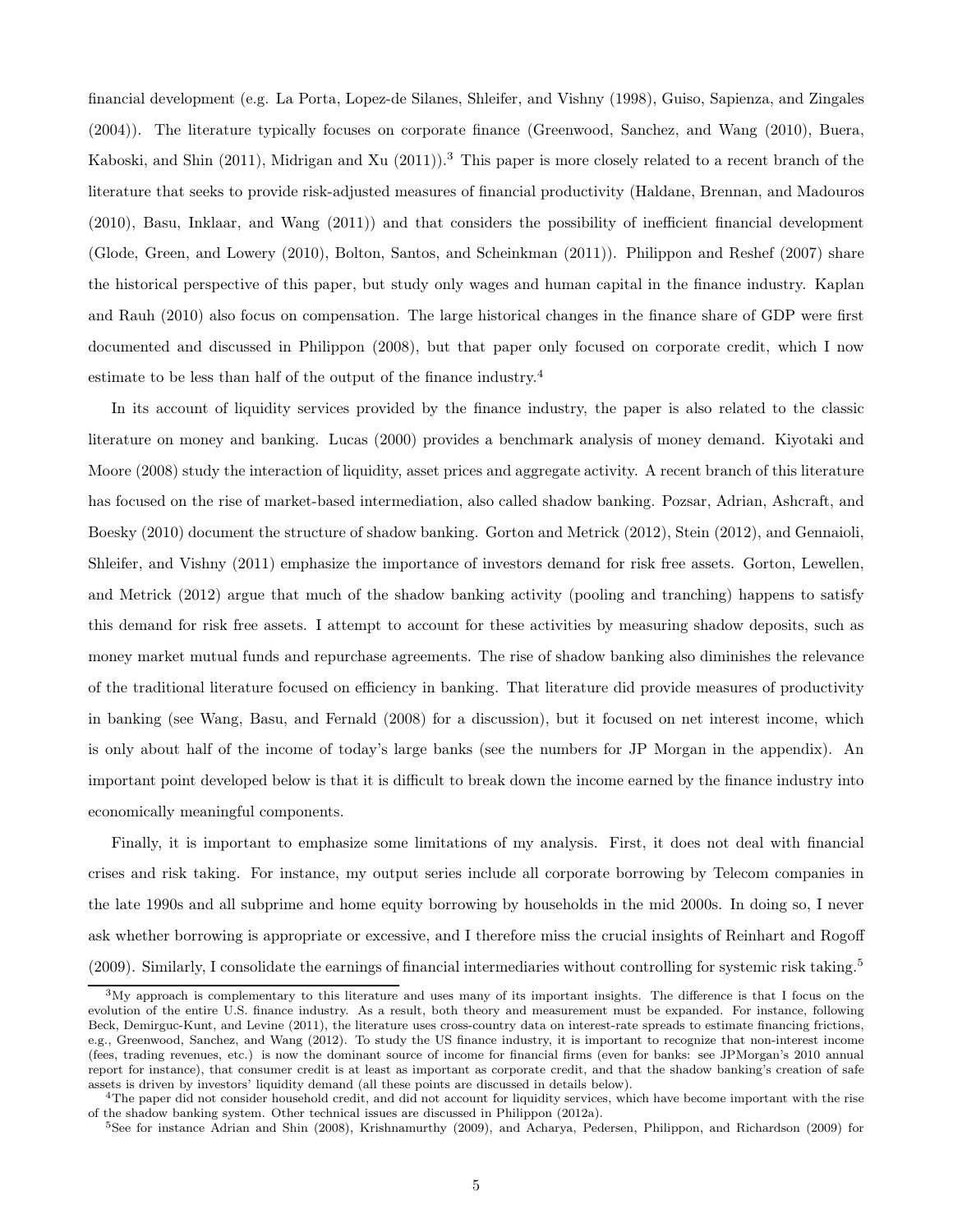financial development (e.g. La Porta, Lopez-de Silanes, Shleifer, and Vishny (1998), Guiso, Sapienza, and Zingales (2004)). The literature typically focuses on corporate finance (Greenwood, Sanchez, and Wang (2010), Buera, Kaboski, and Shin (2011), Midrigan and Xu (2011)).[3] This paper is more closely related to a recent branch of the literature that seeks to provide risk-adjusted measures of financial productivity (Haldane, Brennan, and Madouros (2010), Basu, Inklaar, and Wang (2011)) and that considers the possibility of inefficient financial development (Glode, Green, and Lowery (2010), Bolton, Santos, and Scheinkman (2011)). Philippon and Reshef (2007) share the historical perspective of this paper, but study only wages and human capital in the finance industry. Kaplan and Rauh (2010) also focus on compensation. The large historical changes in the finance share of GDP were first documented and discussed in Philippon (2008), but that paper only focused on corporate credit, which I now estimate to be less than half of the output of the finance industry.[4]

In its account of liquidity services provided by the finance industry, the paper is also related to the classic literature on money and banking. Lucas (2000) provides a benchmark analysis of money demand. Kiyotaki and Moore (2008) study the interaction of liquidity, asset prices and aggregate activity. A recent branch of this literature has focused on the rise of market-based intermediation, also called shadow banking. Pozsar, Adrian, Ashcraft, and Boesky (2010) document the structure of shadow banking. Gorton and Metrick (2012), Stein (2012), and Gennaioli, Shleifer, and Vishny (2011) emphasize the importance of investors demand for risk free assets. Gorton, Lewellen, and Metrick (2012) argue that much of the shadow banking activity (pooling and tranching) happens to satisfy this demand for risk free assets. I attempt to account for these activities by measuring shadow deposits, such as money market mutual funds and repurchase agreements. The rise of shadow banking also diminishes the relevance of the traditional literature focused on efficiency in banking. That literature did provide measures of productivity in banking (see Wang, Basu, and Fernald (2008) for a discussion), but it focused on net interest income, which is only about half of the income of today's large banks (see the numbers for JP Morgan in the appendix). An important point developed below is that it is difficult to break down the income earned by the finance industry into economically meaningful components.

Finally, it is important to emphasize some limitations of my analysis. First, it does not deal with financial crises and risk taking. For instance, my output series include all corporate borrowing by Telecom companies in the late 1990s and all subprime and home equity borrowing by households in the mid 2000s. In doing so, I never ask whether borrowing is appropriate or excessive, and I therefore miss the crucial insights of Reinhart and Rogoff (2009). Similarly, I consolidate the earnings of financial intermediaries without controlling for systemic risk taking.[5]

[3] My approach is complementary to this literature and uses many of its important insights. The difference is that I focus on the evolution of the entire U.S. finance industry. As a result, both theory and measurement must be expanded. For instance, following Beck, Demirguc-Kunt, and Levine (2011), the literature uses cross-country data on interest-rate spreads to estimate financing frictions, e.g., Greenwood, Sanchez, and Wang (2012). To study the US finance industry, it is important to recognize that non-interest income (fees, trading revenues, etc.) is now the dominant source of income for financial firms (even for banks: see JPMorgan's 2010 annual report for instance), that consumer credit is at least as important as corporate credit, and that the shadow banking's creation of safe assets is driven by investors' liquidity demand (all these points are discussed in details below).

[4] The paper did not consider household credit, and did not account for liquidity services, which have become important with the rise of the shadow banking system. Other technical issues are discussed in Philippon (2012a).

[5] See for instance Adrian and Shin (2008), Krishnamurthy (2009), and Acharya, Pedersen, Philippon, and Richardson (2009) for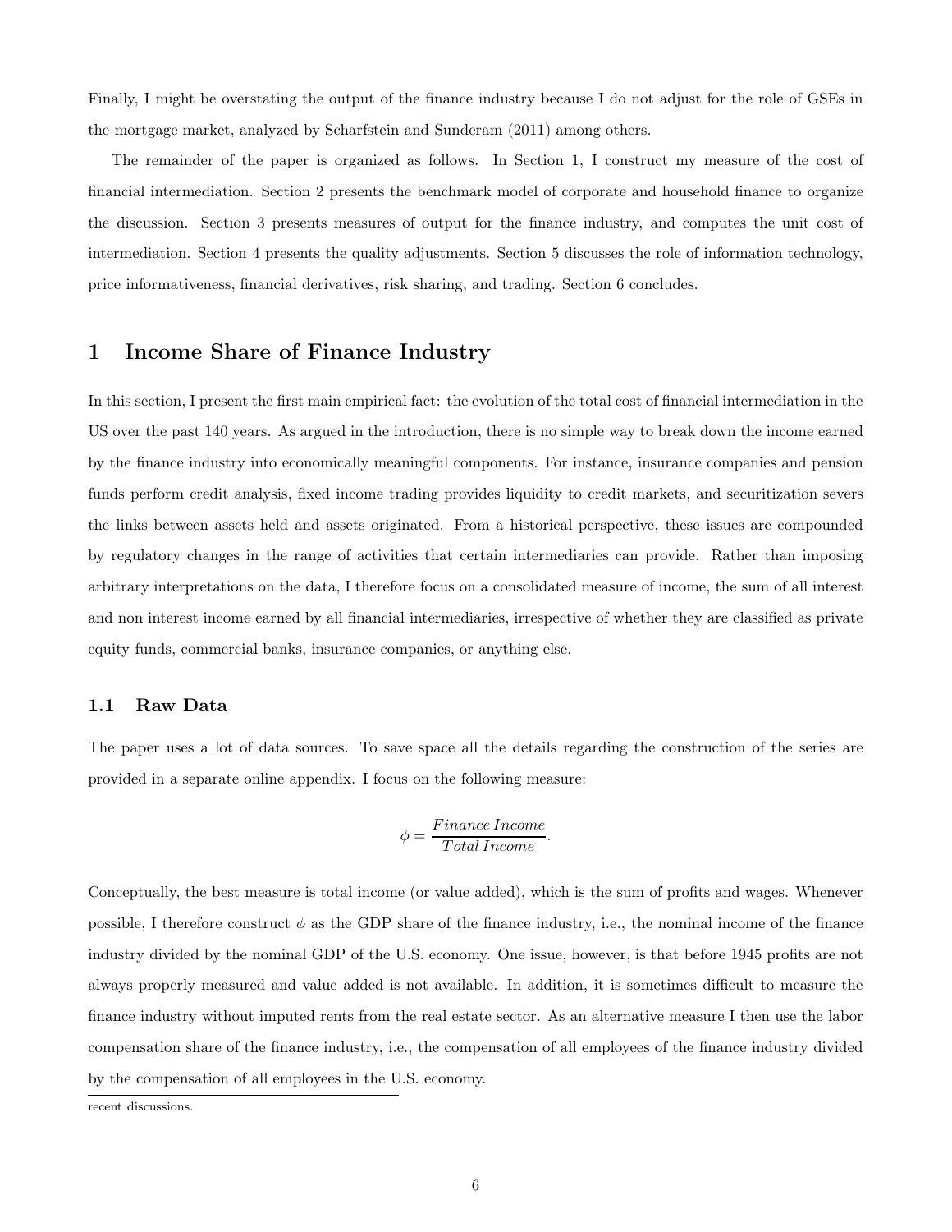Finally, I might be overstating the output of the finance industry because I do not adjust for the role of GSEs in the mortgage market, analyzed by Scharfstein and Sunderam (2011) among others.

The remainder of the paper is organized as follows. In Section 1, I construct my measure of the cost of financial intermediation. Section 2 presents the benchmark model of corporate and household finance to organize the discussion. Section 3 presents measures of output for the finance industry, and computes the unit cost of intermediation. Section 4 presents the quality adjustments. Section 5 discusses the role of information technology, price informativeness, financial derivatives, risk sharing, and trading. Section 6 concludes.

# 1 Income Share of Finance Industry

In this section, I present the first main empirical fact: the evolution of the total cost of financial intermediation in the US over the past 140 years. As argued in the introduction, there is no simple way to break down the income earned by the finance industry into economically meaningful components. For instance, insurance companies and pension funds perform credit analysis, fixed income trading provides liquidity to credit markets, and securitization severs the links between assets held and assets originated. From a historical perspective, these issues are compounded by regulatory changes in the range of activities that certain intermediaries can provide. Rather than imposing arbitrary interpretations on the data, I therefore focus on a consolidated measure of income, the sum of all interest and non interest income earned by all financial intermediaries, irrespective of whether they are classified as private equity funds, commercial banks, insurance companies, or anything else.

## 1.1 Raw Data

The paper uses a lot of data sources. To save space all the details regarding the construction of the series are provided in a separate online appendix. I focus on the following measure:

$$\phi = \frac{Finance\,Income}{Total\,Income}.$$

Conceptually, the best measure is total income (or value added), which is the sum of profits and wages. Whenever possible, I therefore construct $\phi$ as the GDP share of the finance industry, i.e., the nominal income of the finance industry divided by the nominal GDP of the U.S. economy. One issue, however, is that before 1945 profits are not always properly measured and value added is not available. In addition, it is sometimes difficult to measure the finance industry without imputed rents from the real estate sector. As an alternative measure I then use the labor compensation share of the finance industry, i.e., the compensation of all employees of the finance industry divided by the compensation of all employees in the U.S. economy.

recent discussions.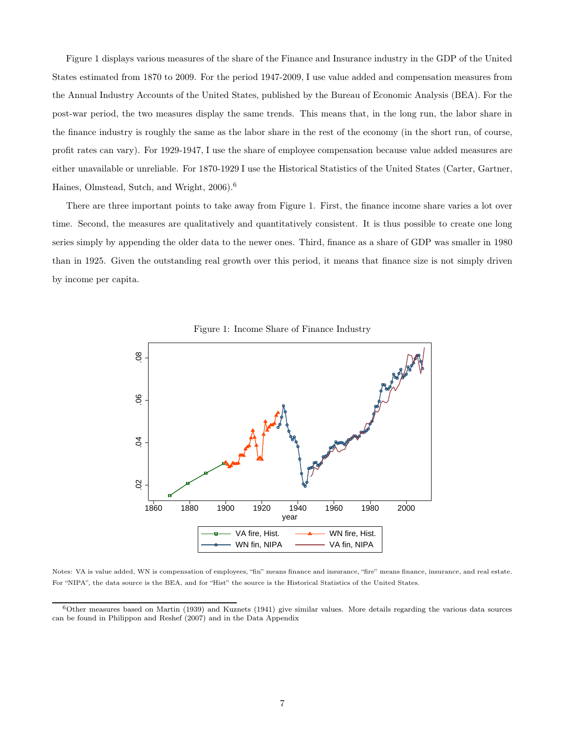Figure 1 displays various measures of the share of the Finance and Insurance industry in the GDP of the United States estimated from 1870 to 2009. For the period 1947-2009, I use value added and compensation measures from the Annual Industry Accounts of the United States, published by the Bureau of Economic Analysis (BEA). For the post-war period, the two measures display the same trends. This means that, in the long run, the labor share in the finance industry is roughly the same as the labor share in the rest of the economy (in the short run, of course, profit rates can vary). For 1929-1947, I use the share of employee compensation because value added measures are either unavailable or unreliable. For 1870-1929 I use the Historical Statistics of the United States (Carter, Gartner, Haines, Olmstead, Sutch, and Wright, 2006).[6]

There are three important points to take away from Figure 1. First, the finance income share varies a lot over time. Second, the measures are qualitatively and quantitatively consistent. It is thus possible to create one long series simply by appending the older data to the newer ones. Third, finance as a share of GDP was smaller in 1980 than in 1925. Given the outstanding real growth over this period, it means that finance size is not simply driven by income per capita.

Figure 1: Income Share of Finance Industry

Notes: VA is value added, WN is compensation of employees, "fin" means finance and insurance, "fire" means finance, insurance, and real estate. For "NIPA", the data source is the BEA, and for "Hist" the source is the Historical Statistics of the United States.

[6]Other measures based on Martin (1939) and Kuznets (1941) give similar values. More details regarding the various data sources can be found in Philippon and Reshef (2007) and in the Data Appendix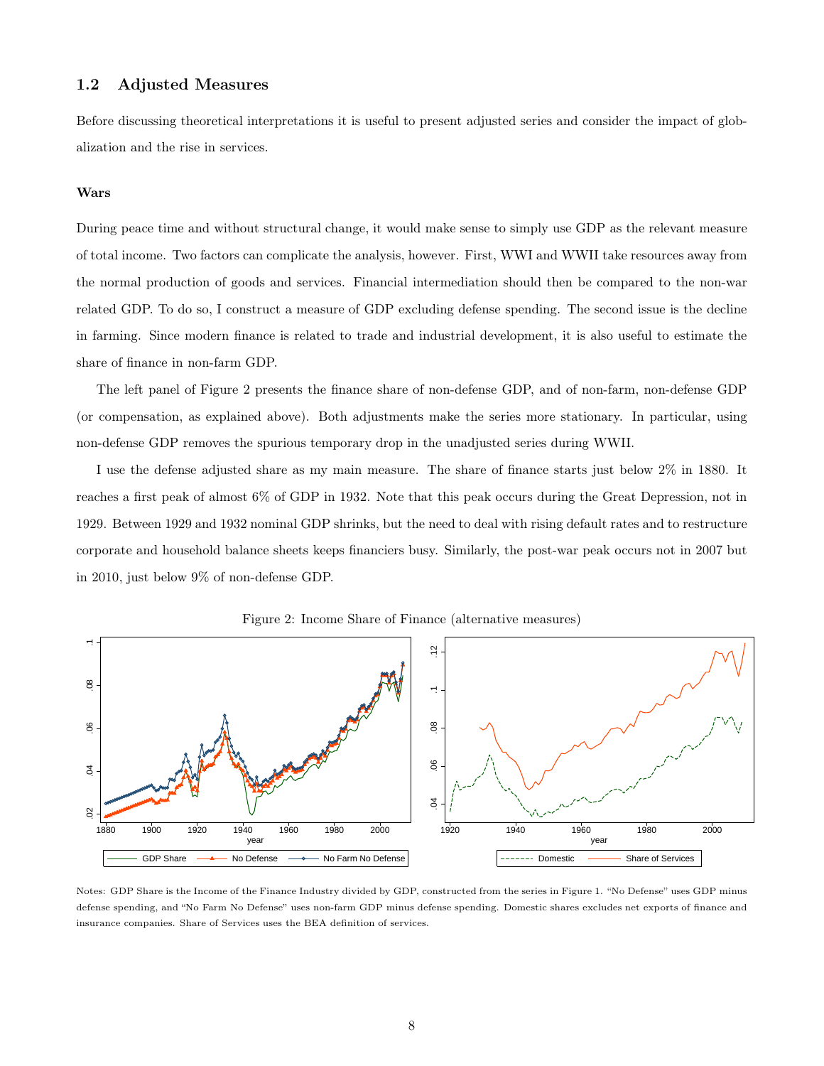## 1.2 Adjusted Measures

Before discussing theoretical interpretations it is useful to present adjusted series and consider the impact of globalization and the rise in services.

### Wars

During peace time and without structural change, it would make sense to simply use GDP as the relevant measure of total income. Two factors can complicate the analysis, however. First, WWI and WWII take resources away from the normal production of goods and services. Financial intermediation should then be compared to the non-war related GDP. To do so, I construct a measure of GDP excluding defense spending. The second issue is the decline in farming. Since modern finance is related to trade and industrial development, it is also useful to estimate the share of finance in non-farm GDP.

The left panel of Figure 2 presents the finance share of non-defense GDP, and of non-farm, non-defense GDP (or compensation, as explained above). Both adjustments make the series more stationary. In particular, using non-defense GDP removes the spurious temporary drop in the unadjusted series during WWII.

I use the defense adjusted share as my main measure. The share of finance starts just below 2% in 1880. It reaches a first peak of almost 6% of GDP in 1932. Note that this peak occurs during the Great Depression, not in 1929. Between 1929 and 1932 nominal GDP shrinks, but the need to deal with rising default rates and to restructure corporate and household balance sheets keeps financiers busy. Similarly, the post-war peak occurs not in 2007 but in 2010, just below 9% of non-defense GDP.

Figure 2: Income Share of Finance (alternative measures)

Notes: GDP Share is the Income of the Finance Industry divided by GDP, constructed from the series in Figure 1. "No Defense" uses GDP minus defense spending, and "No Farm No Defense" uses non-farm GDP minus defense spending. Domestic shares excludes net exports of finance and insurance companies. Share of Services uses the BEA definition of services.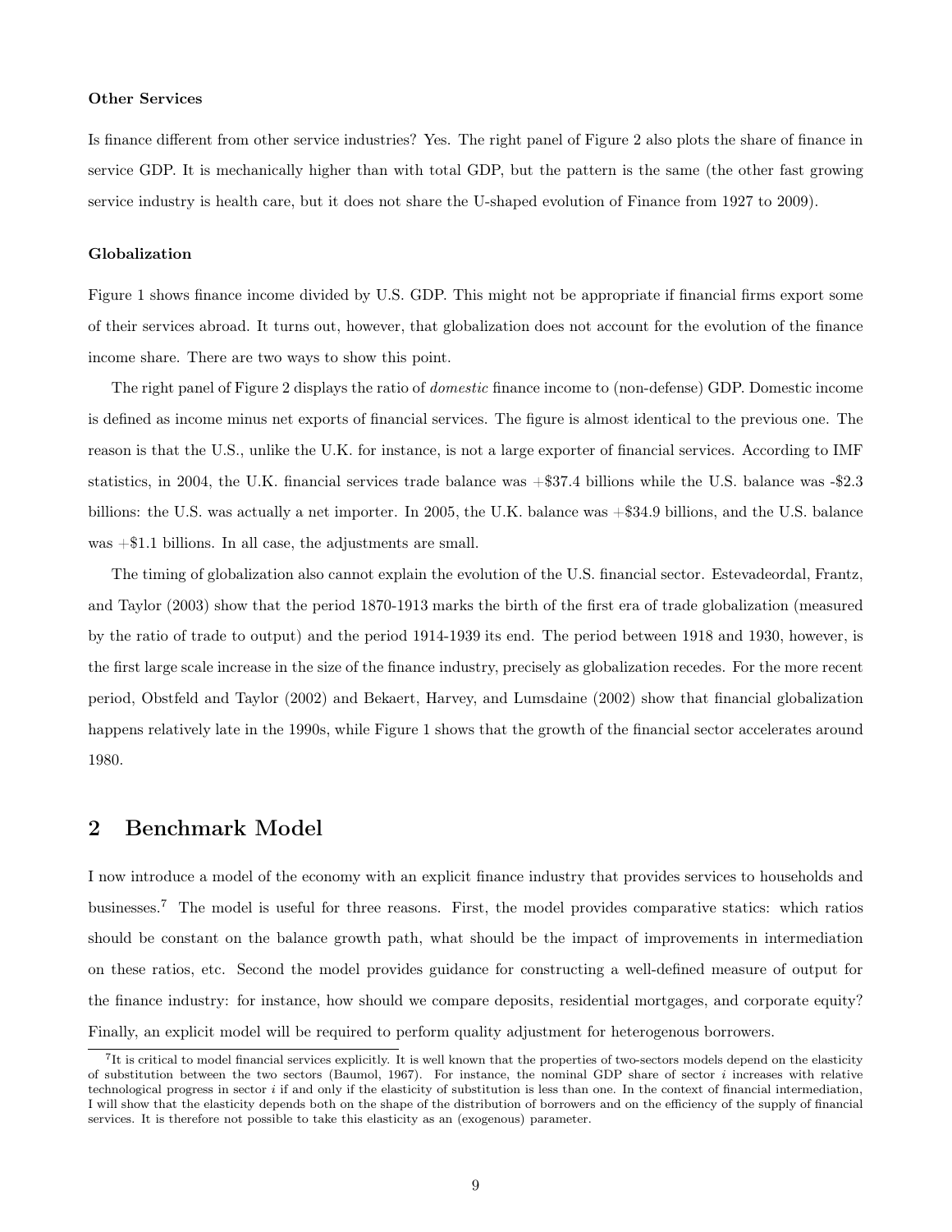**Other Services**

Is finance different from other service industries? Yes. The right panel of Figure 2 also plots the share of finance in service GDP. It is mechanically higher than with total GDP, but the pattern is the same (the other fast growing service industry is health care, but it does not share the U-shaped evolution of Finance from 1927 to 2009).

**Globalization**

Figure 1 shows finance income divided by U.S. GDP. This might not be appropriate if financial firms export some of their services abroad. It turns out, however, that globalization does not account for the evolution of the finance income share. There are two ways to show this point.

The right panel of Figure 2 displays the ratio of *domestic* finance income to (non-defense) GDP. Domestic income is defined as income minus net exports of financial services. The figure is almost identical to the previous one. The reason is that the U.S., unlike the U.K. for instance, is not a large exporter of financial services. According to IMF statistics, in 2004, the U.K. financial services trade balance was +$37.4 billions while the U.S. balance was -$2.3 billions: the U.S. was actually a net importer. In 2005, the U.K. balance was +$34.9 billions, and the U.S. balance was +$1.1 billions. In all case, the adjustments are small.

The timing of globalization also cannot explain the evolution of the U.S. financial sector. Estevadeordal, Frantz, and Taylor (2003) show that the period 1870-1913 marks the birth of the first era of trade globalization (measured by the ratio of trade to output) and the period 1914-1939 its end. The period between 1918 and 1930, however, is the first large scale increase in the size of the finance industry, precisely as globalization recedes. For the more recent period, Obstfeld and Taylor (2002) and Bekaert, Harvey, and Lumsdaine (2002) show that financial globalization happens relatively late in the 1990s, while Figure 1 shows that the growth of the financial sector accelerates around 1980.

## 2 Benchmark Model

I now introduce a model of the economy with an explicit finance industry that provides services to households and businesses.[7] The model is useful for three reasons. First, the model provides comparative statics: which ratios should be constant on the balance growth path, what should be the impact of improvements in intermediation on these ratios, etc. Second the model provides guidance for constructing a well-defined measure of output for the finance industry: for instance, how should we compare deposits, residential mortgages, and corporate equity? Finally, an explicit model will be required to perform quality adjustment for heterogenous borrowers.

[7] It is critical to model financial services explicitly. It is well known that the properties of two-sectors models depend on the elasticity of substitution between the two sectors (Baumol, 1967). For instance, the nominal GDP share of sector $i$ increases with relative technological progress in sector $i$ if and only if the elasticity of substitution is less than one. In the context of financial intermediation, I will show that the elasticity depends both on the shape of the distribution of borrowers and on the efficiency of the supply of financial services. It is therefore not possible to take this elasticity as an (exogenous) parameter.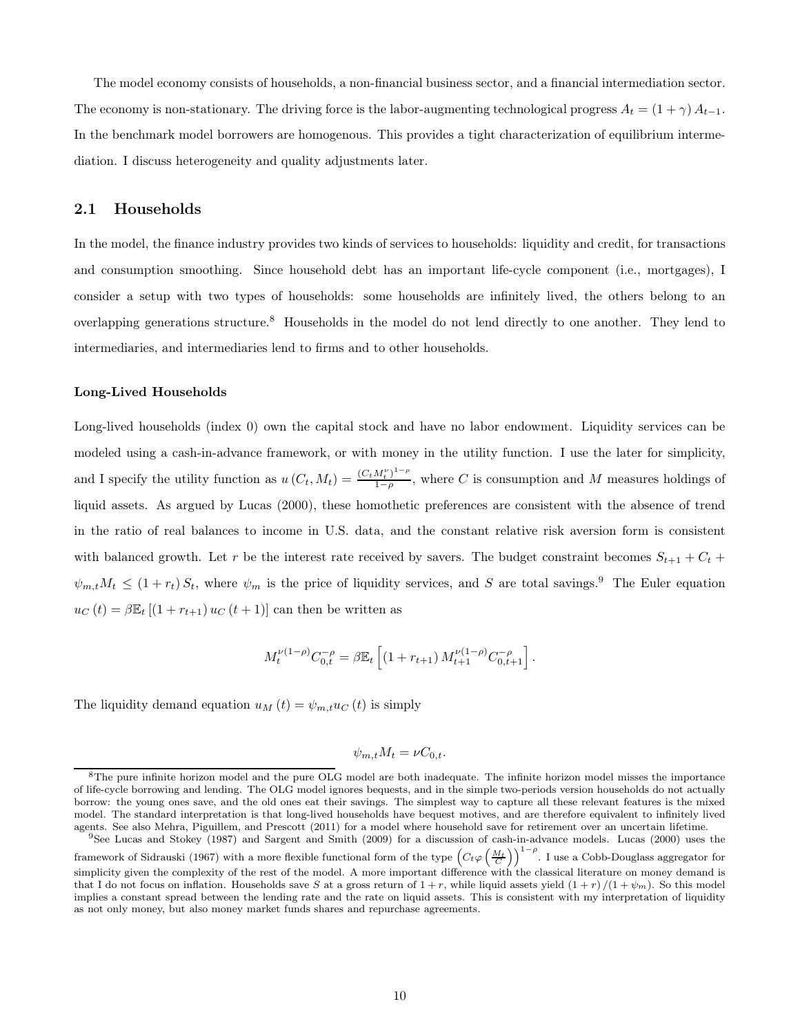The model economy consists of households, a non-financial business sector, and a financial intermediation sector. The economy is non-stationary. The driving force is the labor-augmenting technological progress $A_t = (1+\gamma) A_{t-1}$. In the benchmark model borrowers are homogenous. This provides a tight characterization of equilibrium intermediation. I discuss heterogeneity and quality adjustments later.

## 2.1 Households

In the model, the finance industry provides two kinds of services to households: liquidity and credit, for transactions and consumption smoothing. Since household debt has an important life-cycle component (i.e., mortgages), I consider a setup with two types of households: some households are infinitely lived, the others belong to an overlapping generations structure.[8] Households in the model do not lend directly to one another. They lend to intermediaries, and intermediaries lend to firms and to other households.

**Long-Lived Households**

Long-lived households (index 0) own the capital stock and have no labor endowment. Liquidity services can be modeled using a cash-in-advance framework, or with money in the utility function. I use the later for simplicity, and I specify the utility function as $u(C_t, M_t) = \frac{(C_t M_t^{\nu})^{1-\rho}}{1-\rho}$, where $C$ is consumption and $M$ measures holdings of liquid assets. As argued by Lucas (2000), these homothetic preferences are consistent with the absence of trend in the ratio of real balances to income in U.S. data, and the constant relative risk aversion form is consistent with balanced growth. Let $r$ be the interest rate received by savers. The budget constraint becomes $S_{t+1} + C_t + \psi_{m,t} M_t \leq (1+r_t) S_t$, where $\psi_m$ is the price of liquidity services, and $S$ are total savings.[9] The Euler equation $u_C(t) = \beta \mathbb{E}_t [(1+r_{t+1}) u_C(t+1)]$ can then be written as

$$M_t^{\nu(1-\rho)} C_{0,t}^{-\rho} = \beta \mathbb{E}_t \left[ (1+r_{t+1}) M_{t+1}^{\nu(1-\rho)} C_{0,t+1}^{-\rho} \right].$$

The liquidity demand equation $u_M(t) = \psi_{m,t} u_C(t)$ is simply

$$\psi_{m,t} M_t = \nu C_{0,t}.$$

[8] The pure infinite horizon model and the pure OLG model are both inadequate. The infinite horizon model misses the importance of life-cycle borrowing and lending. The OLG model ignores bequests, and in the simple two-periods version households do not actually borrow: the young ones save, and the old ones eat their savings. The simplest way to capture all these relevant features is the mixed model. The standard interpretation is that long-lived households have bequest motives, and are therefore equivalent to infinitely lived agents. See also Mehra, Piguillem, and Prescott (2011) for a model where household save for retirement over an uncertain lifetime.

[9] See Lucas and Stokey (1987) and Sargent and Smith (2009) for a discussion of cash-in-advance models. Lucas (2000) uses the framework of Sidrauski (1967) with a more flexible functional form of the type $\left(C_t \varphi\left(\frac{M_t}{C}\right)\right)^{1-\rho}$. I use a Cobb-Douglass aggregator for simplicity given the complexity of the rest of the model. A more important difference with the classical literature on money demand is that I do not focus on inflation. Households save $S$ at a gross return of $1+r$, while liquid assets yield $(1+r)/(1+\psi_m)$. So this model implies a constant spread between the lending rate and the rate on liquid assets. This is consistent with my interpretation of liquidity as not only money, but also money market funds shares and repurchase agreements.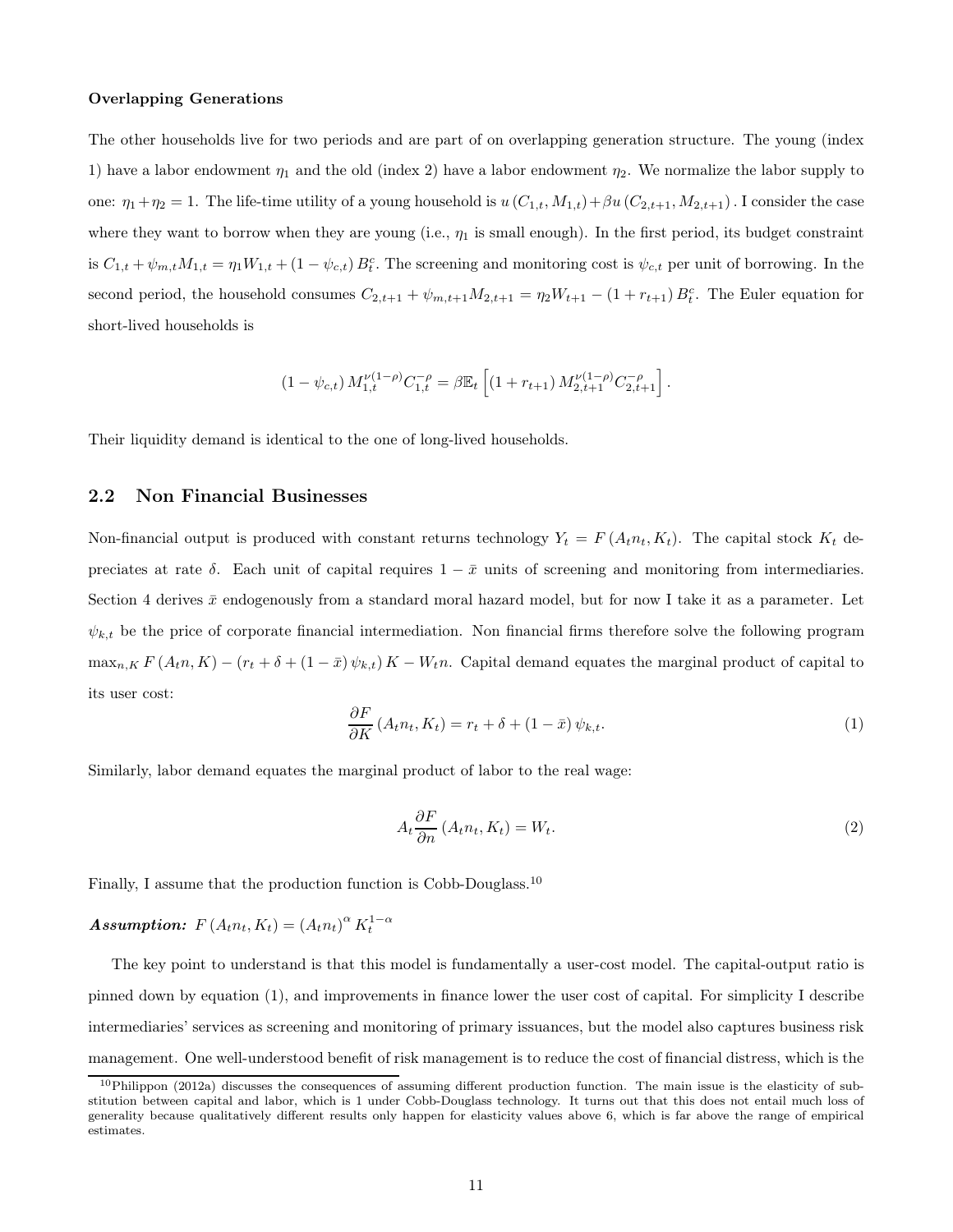**Overlapping Generations**

The other households live for two periods and are part of on overlapping generation structure. The young (index 1) have a labor endowment $\eta_1$ and the old (index 2) have a labor endowment $\eta_2$. We normalize the labor supply to one: $\eta_1 + \eta_2 = 1$. The life-time utility of a young household is $u(C_{1,t}, M_{1,t}) + \beta u(C_{2,t+1}, M_{2,t+1})$. I consider the case where they want to borrow when they are young (i.e., $\eta_1$ is small enough). In the first period, its budget constraint is $C_{1,t} + \psi_{m,t} M_{1,t} = \eta_1 W_{1,t} + (1 - \psi_{c,t}) B_t^c$. The screening and monitoring cost is $\psi_{c,t}$ per unit of borrowing. In the second period, the household consumes $C_{2,t+1} + \psi_{m,t+1} M_{2,t+1} = \eta_2 W_{t+1} - (1 + r_{t+1}) B_t^c$. The Euler equation for short-lived households is

$$
(1 - \psi_{c,t}) M_{1,t}^{\nu(1-\rho)} C_{1,t}^{-\rho} = \beta \mathbb{E}_t \left[ (1 + r_{t+1}) M_{2,t+1}^{\nu(1-\rho)} C_{2,t+1}^{-\rho} \right].
$$

Their liquidity demand is identical to the one of long-lived households.

## 2.2 Non Financial Businesses

Non-financial output is produced with constant returns technology $Y_t = F(A_t n_t, K_t)$. The capital stock $K_t$ depreciates at rate $\delta$. Each unit of capital requires $1 - \bar{x}$ units of screening and monitoring from intermediaries. Section 4 derives $\bar{x}$ endogenously from a standard moral hazard model, but for now I take it as a parameter. Let $\psi_{k,t}$ be the price of corporate financial intermediation. Non financial firms therefore solve the following program $\max_{n,K} F(A_t n, K) - (r_t + \delta + (1 - \bar{x}) \psi_{k,t}) K - W_t n$. Capital demand equates the marginal product of capital to its user cost:

$$
\frac{\partial F}{\partial K}(A_t n_t, K_t) = r_t + \delta + (1 - \bar{x}) \psi_{k,t}. \tag{1}
$$

Similarly, labor demand equates the marginal product of labor to the real wage:

$$
A_t \frac{\partial F}{\partial n}(A_t n_t, K_t) = W_t. \tag{2}
$$

Finally, I assume that the production function is Cobb-Douglass.[10]

***Assumption:*** $F(A_t n_t, K_t) = (A_t n_t)^{\alpha} K_t^{1-\alpha}$

The key point to understand is that this model is fundamentally a user-cost model. The capital-output ratio is pinned down by equation (1), and improvements in finance lower the user cost of capital. For simplicity I describe intermediaries' services as screening and monitoring of primary issuances, but the model also captures business risk management. One well-understood benefit of risk management is to reduce the cost of financial distress, which is the

[10] Philippon (2012a) discusses the consequences of assuming different production function. The main issue is the elasticity of substitution between capital and labor, which is 1 under Cobb-Douglass technology. It turns out that this does not entail much loss of generality because qualitatively different results only happen for elasticity values above 6, which is far above the range of empirical estimates.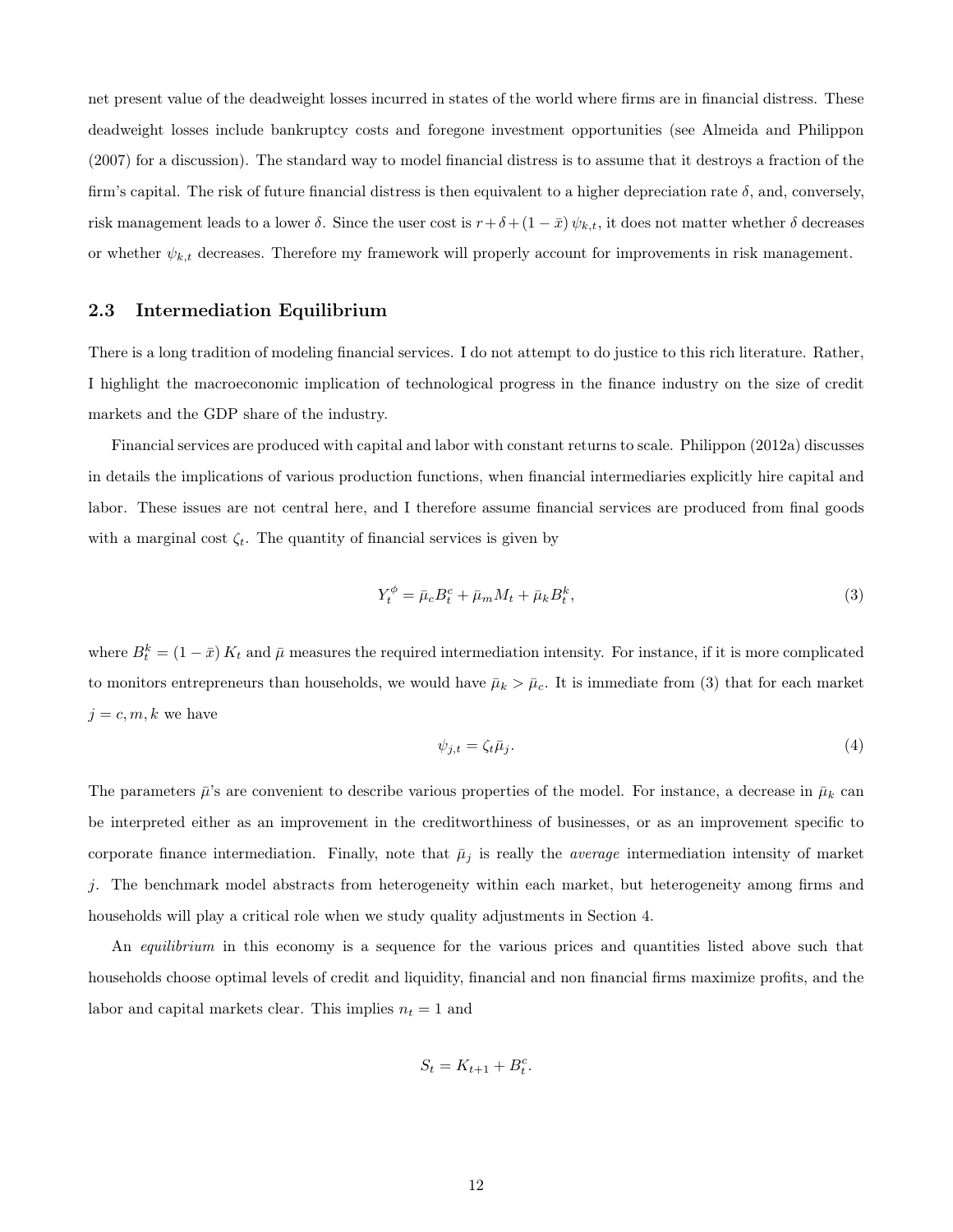net present value of the deadweight losses incurred in states of the world where firms are in financial distress. These deadweight losses include bankruptcy costs and foregone investment opportunities (see Almeida and Philippon (2007) for a discussion). The standard way to model financial distress is to assume that it destroys a fraction of the firm's capital. The risk of future financial distress is then equivalent to a higher depreciation rate $\delta$, and, conversely, risk management leads to a lower $\delta$. Since the user cost is $r+\delta+(1-\bar{x})\,\psi_{k,t}$, it does not matter whether $\delta$ decreases or whether $\psi_{k,t}$ decreases. Therefore my framework will properly account for improvements in risk management.

### 2.3 Intermediation Equilibrium

There is a long tradition of modeling financial services. I do not attempt to do justice to this rich literature. Rather, I highlight the macroeconomic implication of technological progress in the finance industry on the size of credit markets and the GDP share of the industry.

Financial services are produced with capital and labor with constant returns to scale. Philippon (2012a) discusses in details the implications of various production functions, when financial intermediaries explicitly hire capital and labor. These issues are not central here, and I therefore assume financial services are produced from final goods with a marginal cost $\zeta_t$. The quantity of financial services is given by

$$Y_t^{\phi} = \bar{\mu}_c B_t^c + \bar{\mu}_m M_t + \bar{\mu}_k B_t^k, \tag{3}$$

where $B_t^k = (1-\bar{x})\,K_t$ and $\bar{\mu}$ measures the required intermediation intensity. For instance, if it is more complicated to monitors entrepreneurs than households, we would have $\bar{\mu}_k > \bar{\mu}_c$. It is immediate from (3) that for each market $j = c, m, k$ we have

$$\psi_{j,t} = \zeta_t \bar{\mu}_j. \tag{4}$$

The parameters $\bar{\mu}$'s are convenient to describe various properties of the model. For instance, a decrease in $\bar{\mu}_k$ can be interpreted either as an improvement in the creditworthiness of businesses, or as an improvement specific to corporate finance intermediation. Finally, note that $\bar{\mu}_j$ is really the *average* intermediation intensity of market $j$. The benchmark model abstracts from heterogeneity within each market, but heterogeneity among firms and households will play a critical role when we study quality adjustments in Section 4.

An *equilibrium* in this economy is a sequence for the various prices and quantities listed above such that households choose optimal levels of credit and liquidity, financial and non financial firms maximize profits, and the labor and capital markets clear. This implies $n_t = 1$ and

$$S_t = K_{t+1} + B_t^c.$$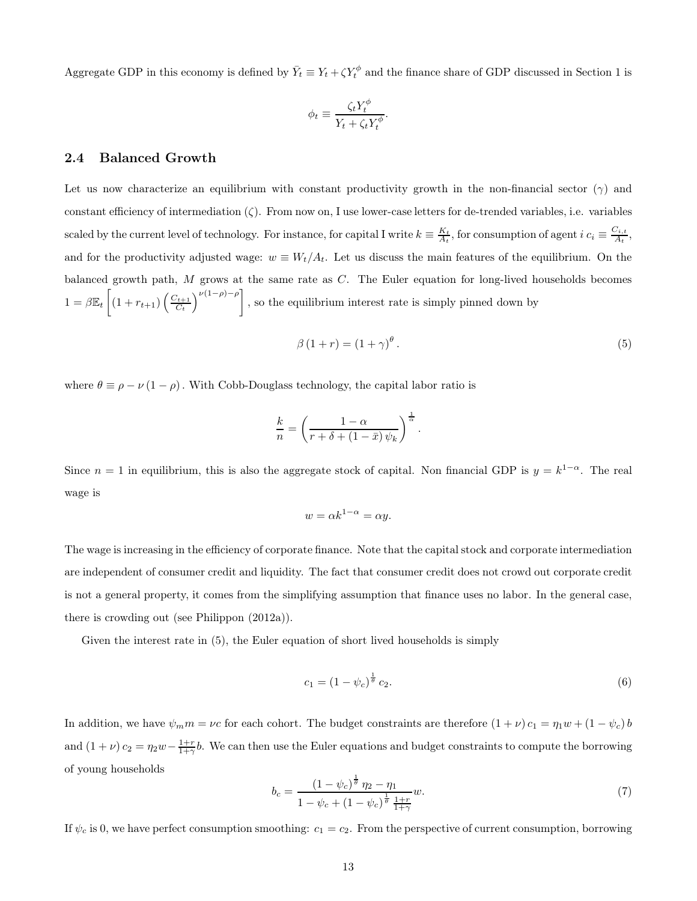Aggregate GDP in this economy is defined by $\bar{Y}_t \equiv Y_t + \zeta Y_t^{\phi}$ and the finance share of GDP discussed in Section 1 is

$$\phi_t \equiv \frac{\zeta_t Y_t^{\phi}}{Y_t + \zeta_t Y_t^{\phi}}.$$

## 2.4 Balanced Growth

Let us now characterize an equilibrium with constant productivity growth in the non-financial sector ($\gamma$) and constant efficiency of intermediation ($\zeta$). From now on, I use lower-case letters for de-trended variables, i.e. variables scaled by the current level of technology. For instance, for capital I write $k \equiv \frac{K_t}{A_t}$, for consumption of agent $i$ $c_i \equiv \frac{C_{i,t}}{A_t}$, and for the productivity adjusted wage: $w \equiv W_t/A_t$. Let us discuss the main features of the equilibrium. On the balanced growth path, $M$ grows at the same rate as $C$. The Euler equation for long-lived households becomes $1 = \beta \mathbb{E}_t \left[ (1 + r_{t+1}) \left( \frac{C_{t+1}}{C_t} \right)^{\nu(1-\rho)-\rho} \right]$, so the equilibrium interest rate is simply pinned down by

$$\beta (1 + r) = (1 + \gamma)^{\theta}. \tag{5}$$

where $\theta \equiv \rho - \nu (1 - \rho)$. With Cobb-Douglass technology, the capital labor ratio is

$$\frac{k}{n} = \left( \frac{1 - \alpha}{r + \delta + (1 - \bar{x}) \psi_k} \right)^{\frac{1}{\alpha}}.$$

Since $n = 1$ in equilibrium, this is also the aggregate stock of capital. Non financial GDP is $y = k^{1-\alpha}$. The real wage is

$$w = \alpha k^{1-\alpha} = \alpha y.$$

The wage is increasing in the efficiency of corporate finance. Note that the capital stock and corporate intermediation are independent of consumer credit and liquidity. The fact that consumer credit does not crowd out corporate credit is not a general property, it comes from the simplifying assumption that finance uses no labor. In the general case, there is crowding out (see Philippon (2012a)).

Given the interest rate in (5), the Euler equation of short lived households is simply

$$c_1 = (1 - \psi_c)^{\frac{1}{\theta}} c_2. \tag{6}$$

In addition, we have $\psi_m m = \nu c$ for each cohort. The budget constraints are therefore $(1 + \nu) c_1 = \eta_1 w + (1 - \psi_c) b$ and $(1 + \nu) c_2 = \eta_2 w - \frac{1+r}{1+\gamma} b$. We can then use the Euler equations and budget constraints to compute the borrowing of young households

$$b_c = \frac{(1 - \psi_c)^{\frac{1}{\theta}} \eta_2 - \eta_1}{1 - \psi_c + (1 - \psi_c)^{\frac{1}{\theta}} \frac{1+r}{1+\gamma}} w. \tag{7}$$

If $\psi_c$ is 0, we have perfect consumption smoothing: $c_1 = c_2$. From the perspective of current consumption, borrowing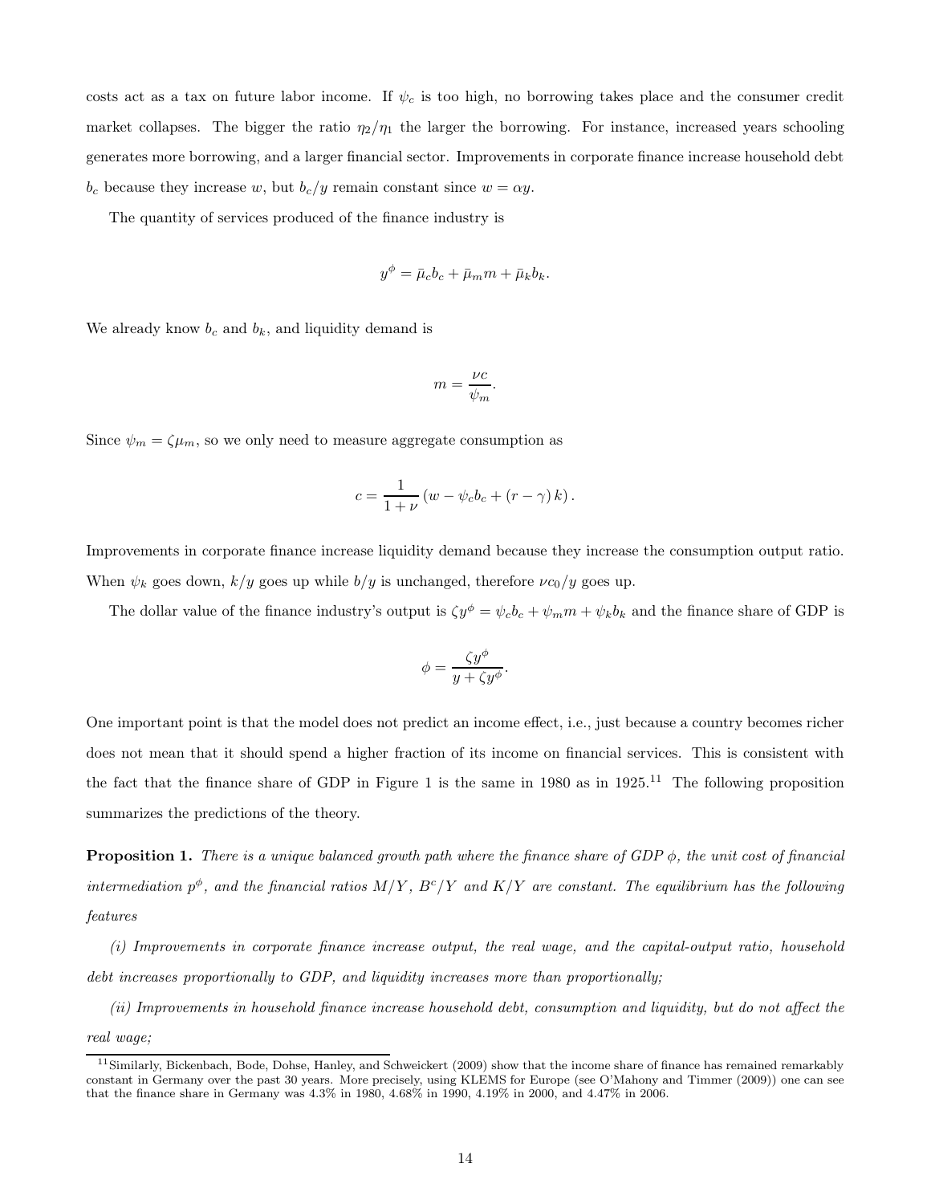costs act as a tax on future labor income. If $\psi_c$ is too high, no borrowing takes place and the consumer credit market collapses. The bigger the ratio $\eta_2/\eta_1$ the larger the borrowing. For instance, increased years schooling generates more borrowing, and a larger financial sector. Improvements in corporate finance increase household debt $b_c$ because they increase $w$, but $b_c/y$ remain constant since $w = \alpha y$.

The quantity of services produced of the finance industry is

$$y^{\phi} = \bar{\mu}_c b_c + \bar{\mu}_m m + \bar{\mu}_k b_k.$$

We already know $b_c$ and $b_k$, and liquidity demand is

$$m = \frac{\nu c}{\psi_m}.$$

Since $\psi_m = \zeta \mu_m$, so we only need to measure aggregate consumption as

$$c = \frac{1}{1+\nu}\left(w - \psi_c b_c + (r - \gamma) k\right).$$

Improvements in corporate finance increase liquidity demand because they increase the consumption output ratio. When $\psi_k$ goes down, $k/y$ goes up while $b/y$ is unchanged, therefore $\nu c_0/y$ goes up.

The dollar value of the finance industry's output is $\zeta y^{\phi} = \psi_c b_c + \psi_m m + \psi_k b_k$ and the finance share of GDP is

$$\phi = \frac{\zeta y^{\phi}}{y + \zeta y^{\phi}}.$$

One important point is that the model does not predict an income effect, i.e., just because a country becomes richer does not mean that it should spend a higher fraction of its income on financial services. This is consistent with the fact that the finance share of GDP in Figure 1 is the same in 1980 as in 1925.[11] The following proposition summarizes the predictions of the theory.

**Proposition 1.** *There is a unique balanced growth path where the finance share of GDP $\phi$, the unit cost of financial intermediation $p^{\phi}$, and the financial ratios $M/Y$, $B^c/Y$ and $K/Y$ are constant. The equilibrium has the following features*

*(i) Improvements in corporate finance increase output, the real wage, and the capital-output ratio, household debt increases proportionally to GDP, and liquidity increases more than proportionally;*

*(ii) Improvements in household finance increase household debt, consumption and liquidity, but do not affect the real wage;*

[11] Similarly, Bickenbach, Bode, Dohse, Hanley, and Schweickert (2009) show that the income share of finance has remained remarkably constant in Germany over the past 30 years. More precisely, using KLEMS for Europe (see O'Mahony and Timmer (2009)) one can see that the finance share in Germany was 4.3% in 1980, 4.68% in 1990, 4.19% in 2000, and 4.47% in 2006.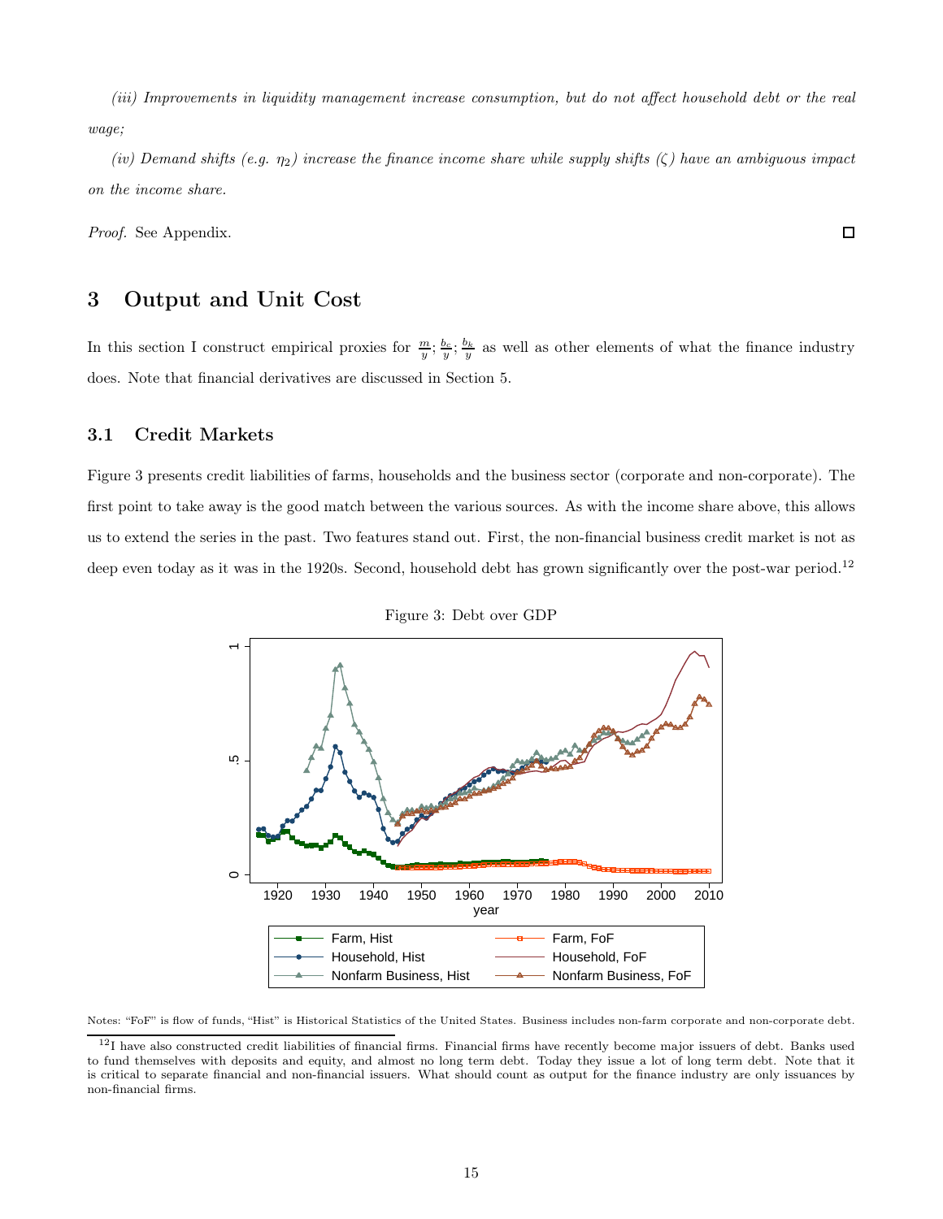*(iii) Improvements in liquidity management increase consumption, but do not affect household debt or the real wage;*

*(iv) Demand shifts (e.g. $\eta_2$) increase the finance income share while supply shifts ($\zeta$) have an ambiguous impact on the income share.*

*Proof.* See Appendix. □

## 3 Output and Unit Cost

In this section I construct empirical proxies for $\frac{m}{y}$; $\frac{b_c}{y}$; $\frac{b_k}{y}$ as well as other elements of what the finance industry does. Note that financial derivatives are discussed in Section 5.

### 3.1 Credit Markets

Figure 3 presents credit liabilities of farms, households and the business sector (corporate and non-corporate). The first point to take away is the good match between the various sources. As with the income share above, this allows us to extend the series in the past. Two features stand out. First, the non-financial business credit market is not as deep even today as it was in the 1920s. Second, household debt has grown significantly over the post-war period.[12]

Figure 3: Debt over GDP

Notes: "FoF" is flow of funds, "Hist" is Historical Statistics of the United States. Business includes non-farm corporate and non-corporate debt.

[12] I have also constructed credit liabilities of financial firms. Financial firms have recently become major issuers of debt. Banks used to fund themselves with deposits and equity, and almost no long term debt. Today they issue a lot of long term debt. Note that it is critical to separate financial and non-financial issuers. What should count as output for the finance industry are only issuances by non-financial firms.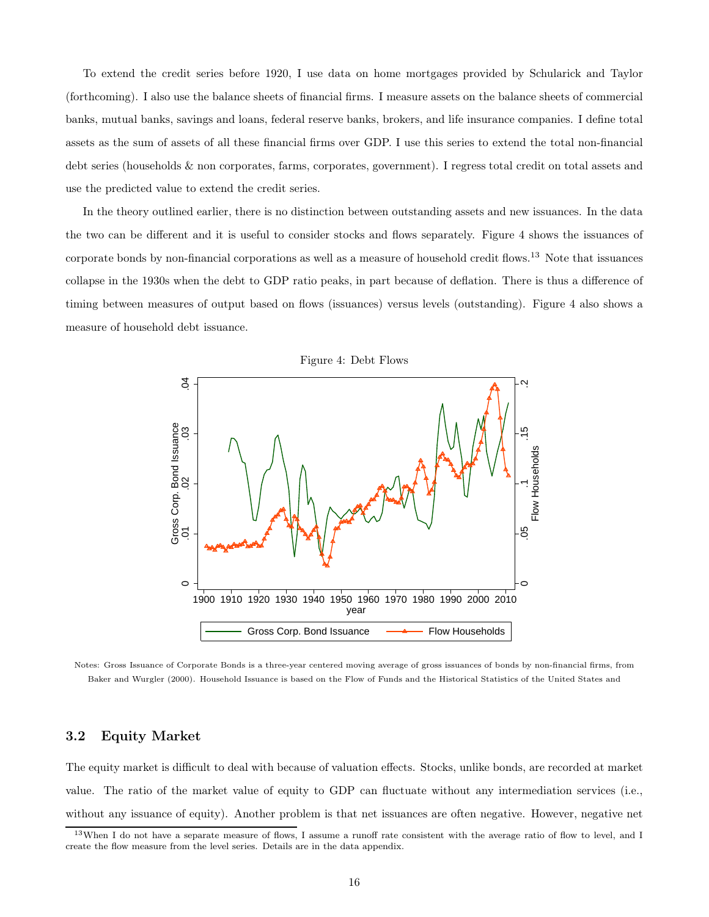To extend the credit series before 1920, I use data on home mortgages provided by Schularick and Taylor (forthcoming). I also use the balance sheets of financial firms. I measure assets on the balance sheets of commercial banks, mutual banks, savings and loans, federal reserve banks, brokers, and life insurance companies. I define total assets as the sum of assets of all these financial firms over GDP. I use this series to extend the total non-financial debt series (households & non corporates, farms, corporates, government). I regress total credit on total assets and use the predicted value to extend the credit series.

In the theory outlined earlier, there is no distinction between outstanding assets and new issuances. In the data the two can be different and it is useful to consider stocks and flows separately. Figure 4 shows the issuances of corporate bonds by non-financial corporations as well as a measure of household credit flows.[13] Note that issuances collapse in the 1930s when the debt to GDP ratio peaks, in part because of deflation. There is thus a difference of timing between measures of output based on flows (issuances) versus levels (outstanding). Figure 4 also shows a measure of household debt issuance.

Figure 4: Debt Flows

Notes: Gross Issuance of Corporate Bonds is a three-year centered moving average of gross issuances of bonds by non-financial firms, from Baker and Wurgler (2000). Household Issuance is based on the Flow of Funds and the Historical Statistics of the United States and

### 3.2 Equity Market

The equity market is difficult to deal with because of valuation effects. Stocks, unlike bonds, are recorded at market value. The ratio of the market value of equity to GDP can fluctuate without any intermediation services (i.e., without any issuance of equity). Another problem is that net issuances are often negative. However, negative net

[13] When I do not have a separate measure of flows, I assume a runoff rate consistent with the average ratio of flow to level, and I create the flow measure from the level series. Details are in the data appendix.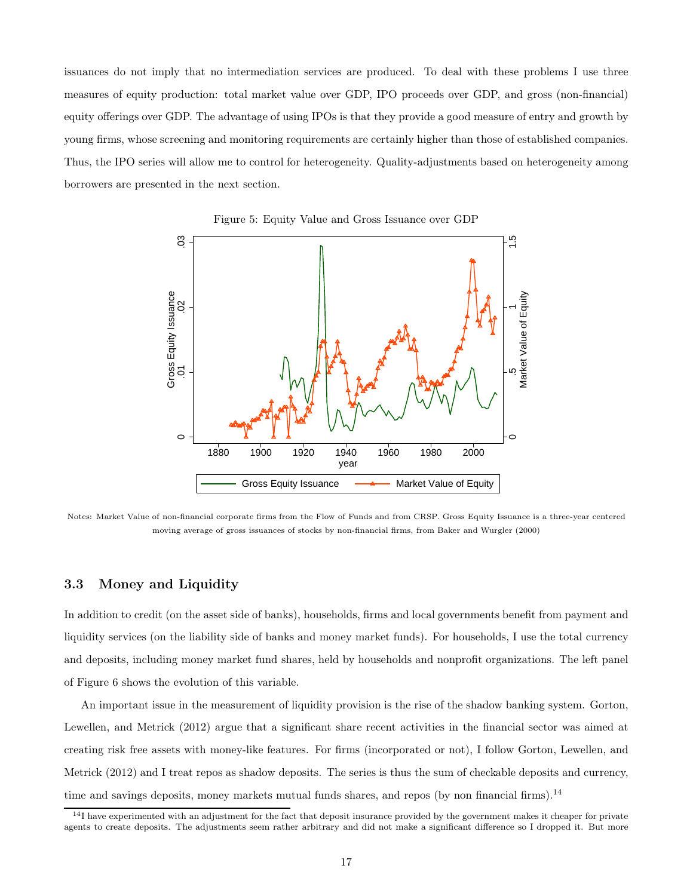issuances do not imply that no intermediation services are produced. To deal with these problems I use three measures of equity production: total market value over GDP, IPO proceeds over GDP, and gross (non-financial) equity offerings over GDP. The advantage of using IPOs is that they provide a good measure of entry and growth by young firms, whose screening and monitoring requirements are certainly higher than those of established companies. Thus, the IPO series will allow me to control for heterogeneity. Quality-adjustments based on heterogeneity among borrowers are presented in the next section.

Figure 5: Equity Value and Gross Issuance over GDP

Notes: Market Value of non-financial corporate firms from the Flow of Funds and from CRSP. Gross Equity Issuance is a three-year centered moving average of gross issuances of stocks by non-financial firms, from Baker and Wurgler (2000)

### 3.3 Money and Liquidity

In addition to credit (on the asset side of banks), households, firms and local governments benefit from payment and liquidity services (on the liability side of banks and money market funds). For households, I use the total currency and deposits, including money market fund shares, held by households and nonprofit organizations. The left panel of Figure 6 shows the evolution of this variable.

An important issue in the measurement of liquidity provision is the rise of the shadow banking system. Gorton, Lewellen, and Metrick (2012) argue that a significant share recent activities in the financial sector was aimed at creating risk free assets with money-like features. For firms (incorporated or not), I follow Gorton, Lewellen, and Metrick (2012) and I treat repos as shadow deposits. The series is thus the sum of checkable deposits and currency, time and savings deposits, money markets mutual funds shares, and repos (by non financial firms).[14]

[14] I have experimented with an adjustment for the fact that deposit insurance provided by the government makes it cheaper for private agents to create deposits. The adjustments seem rather arbitrary and did not make a significant difference so I dropped it. But more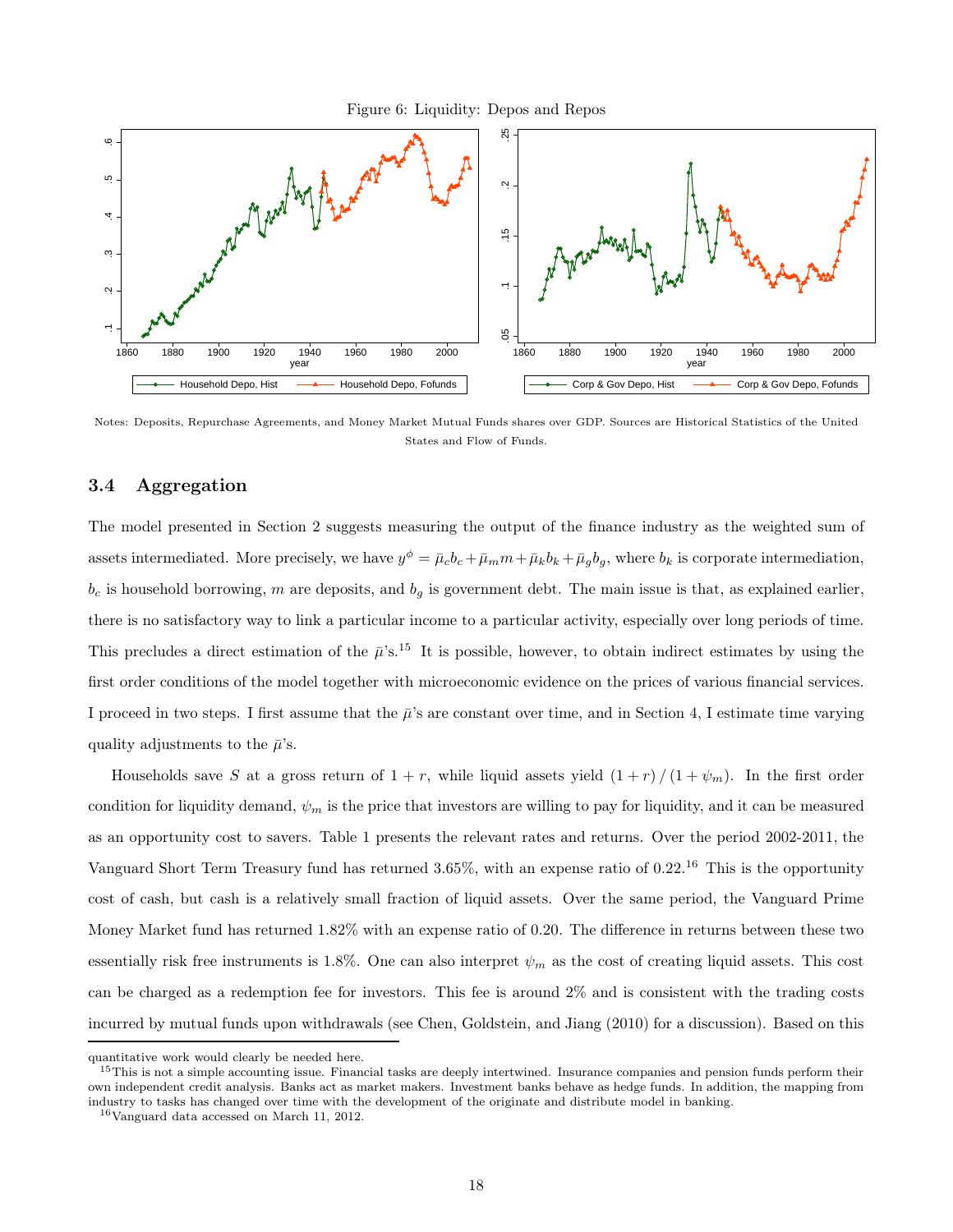Figure 6: Liquidity: Depos and Repos

Notes: Deposits, Repurchase Agreements, and Money Market Mutual Funds shares over GDP. Sources are Historical Statistics of the United States and Flow of Funds.

### 3.4 Aggregation

The model presented in Section 2 suggests measuring the output of the finance industry as the weighted sum of assets intermediated. More precisely, we have $y^{\phi} = \bar{\mu}_c b_c + \bar{\mu}_m m + \bar{\mu}_k b_k + \bar{\mu}_g b_g$, where $b_k$ is corporate intermediation, $b_c$ is household borrowing, $m$ are deposits, and $b_g$ is government debt. The main issue is that, as explained earlier, there is no satisfactory way to link a particular income to a particular activity, especially over long periods of time. This precludes a direct estimation of the $\bar{\mu}$'s.[15] It is possible, however, to obtain indirect estimates by using the first order conditions of the model together with microeconomic evidence on the prices of various financial services. I proceed in two steps. I first assume that the $\bar{\mu}$'s are constant over time, and in Section 4, I estimate time varying quality adjustments to the $\bar{\mu}$'s.

Households save $S$ at a gross return of $1 + r$, while liquid assets yield $(1 + r) / (1 + \psi_m)$. In the first order condition for liquidity demand, $\psi_m$ is the price that investors are willing to pay for liquidity, and it can be measured as an opportunity cost to savers. Table 1 presents the relevant rates and returns. Over the period 2002-2011, the Vanguard Short Term Treasury fund has returned 3.65%, with an expense ratio of 0.22.[16] This is the opportunity cost of cash, but cash is a relatively small fraction of liquid assets. Over the same period, the Vanguard Prime Money Market fund has returned 1.82% with an expense ratio of 0.20. The difference in returns between these two essentially risk free instruments is 1.8%. One can also interpret $\psi_m$ as the cost of creating liquid assets. This cost can be charged as a redemption fee for investors. This fee is around 2% and is consistent with the trading costs incurred by mutual funds upon withdrawals (see Chen, Goldstein, and Jiang (2010) for a discussion). Based on this

---

quantitative work would clearly be needed here.

[15] This is not a simple accounting issue. Financial tasks are deeply intertwined. Insurance companies and pension funds perform their own independent credit analysis. Banks act as market makers. Investment banks behave as hedge funds. In addition, the mapping from industry to tasks has changed over time with the development of the originate and distribute model in banking.

[16] Vanguard data accessed on March 11, 2012.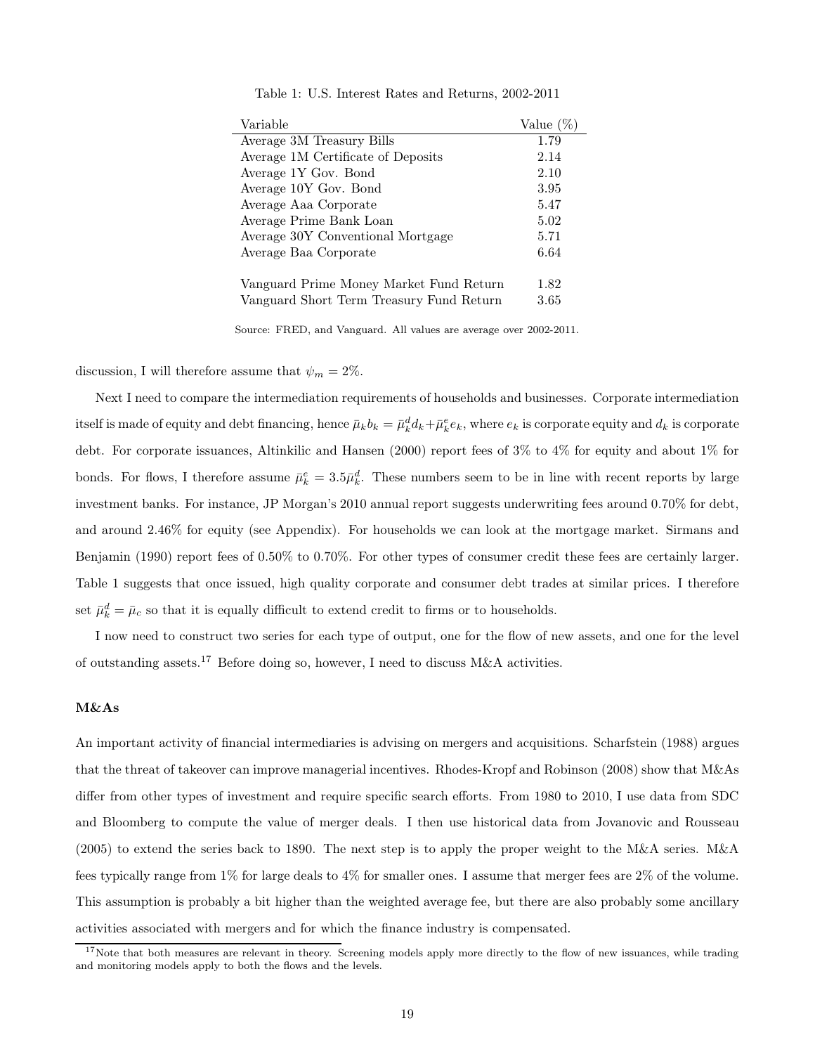Table 1: U.S. Interest Rates and Returns, 2002-2011

| Variable | Value (%) |
|---|---|
| Average 3M Treasury Bills | 1.79 |
| Average 1M Certificate of Deposits | 2.14 |
| Average 1Y Gov. Bond | 2.10 |
| Average 10Y Gov. Bond | 3.95 |
| Average Aaa Corporate | 5.47 |
| Average Prime Bank Loan | 5.02 |
| Average 30Y Conventional Mortgage | 5.71 |
| Average Baa Corporate | 6.64 |
| | |
| Vanguard Prime Money Market Fund Return | 1.82 |
| Vanguard Short Term Treasury Fund Return | 3.65 |

Source: FRED, and Vanguard. All values are average over 2002-2011.

discussion, I will therefore assume that $\psi_m = 2\%$.

Next I need to compare the intermediation requirements of households and businesses. Corporate intermediation itself is made of equity and debt financing, hence $\bar{\mu}_k b_k = \bar{\mu}_k^d d_k + \bar{\mu}_k^e e_k$, where $e_k$ is corporate equity and $d_k$ is corporate debt. For corporate issuances, Altinkilic and Hansen (2000) report fees of 3% to 4% for equity and about 1% for bonds. For flows, I therefore assume $\bar{\mu}_k^e = 3.5\bar{\mu}_k^d$. These numbers seem to be in line with recent reports by large investment banks. For instance, JP Morgan's 2010 annual report suggests underwriting fees around 0.70% for debt, and around 2.46% for equity (see Appendix). For households we can look at the mortgage market. Sirmans and Benjamin (1990) report fees of 0.50% to 0.70%. For other types of consumer credit these fees are certainly larger. Table 1 suggests that once issued, high quality corporate and consumer debt trades at similar prices. I therefore set $\bar{\mu}_k^d = \bar{\mu}_c$ so that it is equally difficult to extend credit to firms or to households.

I now need to construct two series for each type of output, one for the flow of new assets, and one for the level of outstanding assets.[17] Before doing so, however, I need to discuss M&A activities.

#### M&As

An important activity of financial intermediaries is advising on mergers and acquisitions. Scharfstein (1988) argues that the threat of takeover can improve managerial incentives. Rhodes-Kropf and Robinson (2008) show that M&As differ from other types of investment and require specific search efforts. From 1980 to 2010, I use data from SDC and Bloomberg to compute the value of merger deals. I then use historical data from Jovanovic and Rousseau (2005) to extend the series back to 1890. The next step is to apply the proper weight to the M&A series. M&A fees typically range from 1% for large deals to 4% for smaller ones. I assume that merger fees are 2% of the volume. This assumption is probably a bit higher than the weighted average fee, but there are also probably some ancillary activities associated with mergers and for which the finance industry is compensated.

[17] Note that both measures are relevant in theory. Screening models apply more directly to the flow of new issuances, while trading and monitoring models apply to both the flows and the levels.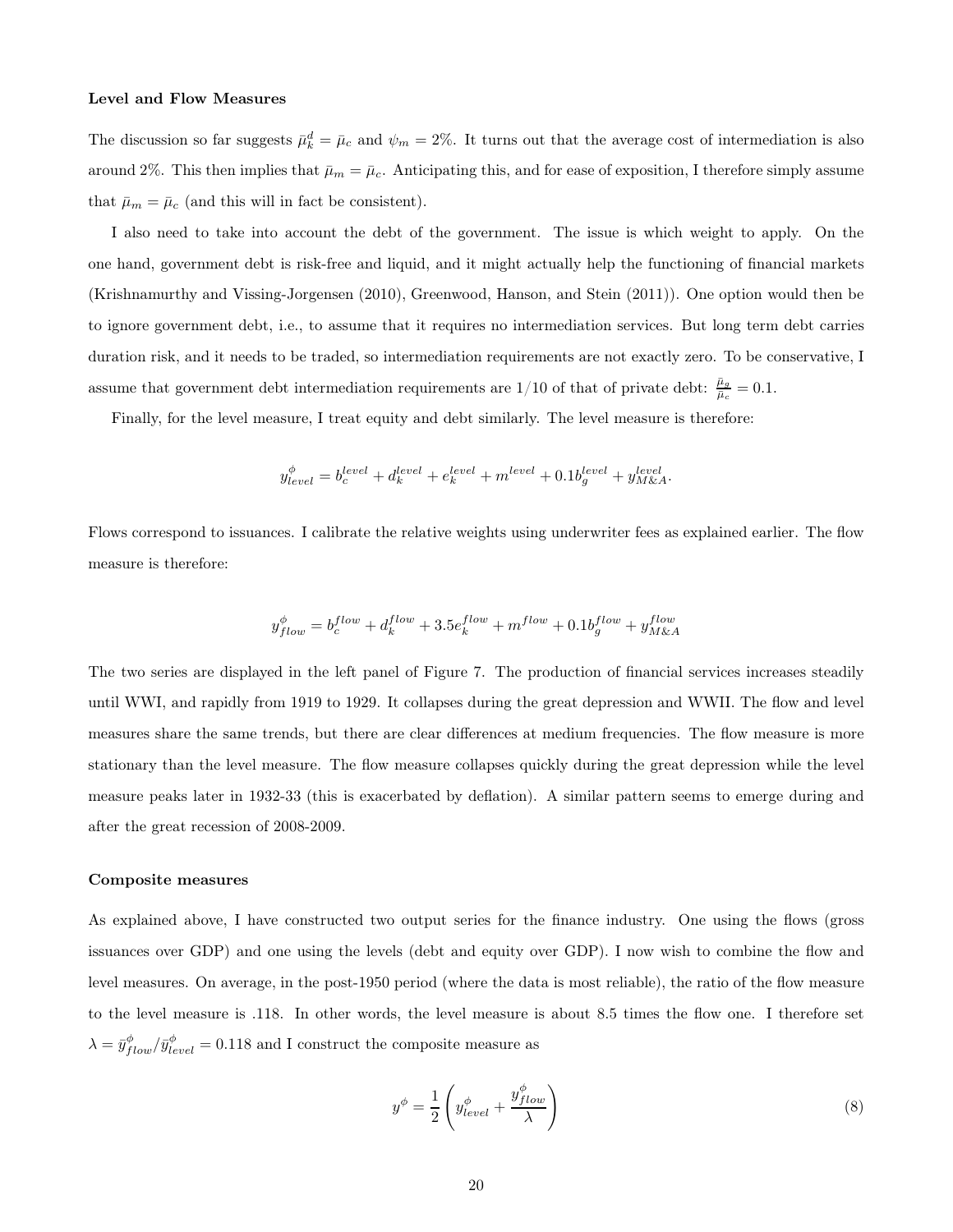**Level and Flow Measures**

The discussion so far suggests $\bar{\mu}_k^d = \bar{\mu}_c$ and $\psi_m = 2\%$. It turns out that the average cost of intermediation is also around 2%. This then implies that $\bar{\mu}_m = \bar{\mu}_c$. Anticipating this, and for ease of exposition, I therefore simply assume that $\bar{\mu}_m = \bar{\mu}_c$ (and this will in fact be consistent).

I also need to take into account the debt of the government. The issue is which weight to apply. On the one hand, government debt is risk-free and liquid, and it might actually help the functioning of financial markets (Krishnamurthy and Vissing-Jorgensen (2010), Greenwood, Hanson, and Stein (2011)). One option would then be to ignore government debt, i.e., to assume that it requires no intermediation services. But long term debt carries duration risk, and it needs to be traded, so intermediation requirements are not exactly zero. To be conservative, I assume that government debt intermediation requirements are 1/10 of that of private debt: $\frac{\bar{\mu}_g}{\bar{\mu}_c} = 0.1$.

Finally, for the level measure, I treat equity and debt similarly. The level measure is therefore:

$$y_{level}^{\phi} = b_c^{level} + d_k^{level} + e_k^{level} + m^{level} + 0.1 b_g^{level} + y_{M\&A}^{level}.$$

Flows correspond to issuances. I calibrate the relative weights using underwriter fees as explained earlier. The flow measure is therefore:

$$y_{flow}^{\phi} = b_c^{flow} + d_k^{flow} + 3.5 e_k^{flow} + m^{flow} + 0.1 b_g^{flow} + y_{M\&A}^{flow}$$

The two series are displayed in the left panel of Figure 7. The production of financial services increases steadily until WWI, and rapidly from 1919 to 1929. It collapses during the great depression and WWII. The flow and level measures share the same trends, but there are clear differences at medium frequencies. The flow measure is more stationary than the level measure. The flow measure collapses quickly during the great depression while the level measure peaks later in 1932-33 (this is exacerbated by deflation). A similar pattern seems to emerge during and after the great recession of 2008-2009.

**Composite measures**

As explained above, I have constructed two output series for the finance industry. One using the flows (gross issuances over GDP) and one using the levels (debt and equity over GDP). I now wish to combine the flow and level measures. On average, in the post-1950 period (where the data is most reliable), the ratio of the flow measure to the level measure is .118. In other words, the level measure is about 8.5 times the flow one. I therefore set $\lambda = \bar{y}_{flow}^{\phi} / \bar{y}_{level}^{\phi} = 0.118$ and I construct the composite measure as

$$y^{\phi} = \frac{1}{2}\left( y_{level}^{\phi} + \frac{y_{flow}^{\phi}}{\lambda} \right) \tag{8}$$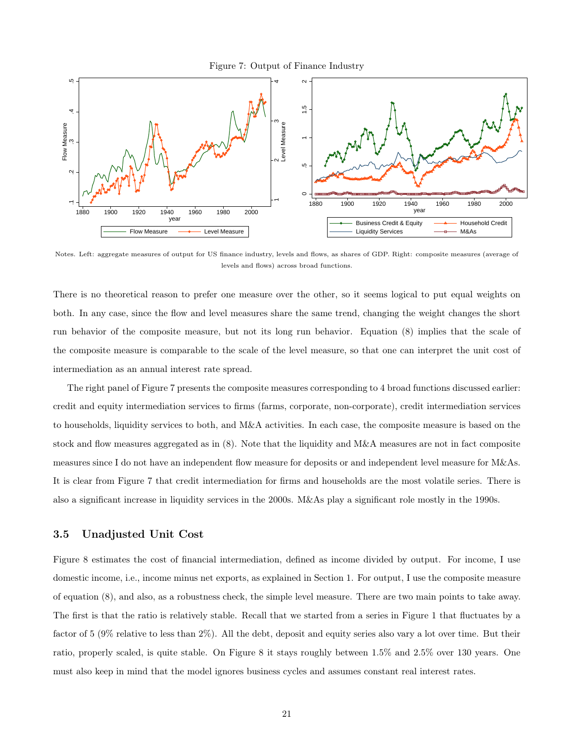Figure 7: Output of Finance Industry

Notes. Left: aggregate measures of output for US finance industry, levels and flows, as shares of GDP. Right: composite measures (average of levels and flows) across broad functions.

There is no theoretical reason to prefer one measure over the other, so it seems logical to put equal weights on both. In any case, since the flow and level measures share the same trend, changing the weight changes the short run behavior of the composite measure, but not its long run behavior. Equation (8) implies that the scale of the composite measure is comparable to the scale of the level measure, so that one can interpret the unit cost of intermediation as an annual interest rate spread.

The right panel of Figure 7 presents the composite measures corresponding to 4 broad functions discussed earlier: credit and equity intermediation services to firms (farms, corporate, non-corporate), credit intermediation services to households, liquidity services to both, and M&A activities. In each case, the composite measure is based on the stock and flow measures aggregated as in (8). Note that the liquidity and M&A measures are not in fact composite measures since I do not have an independent flow measure for deposits or and independent level measure for M&As. It is clear from Figure 7 that credit intermediation for firms and households are the most volatile series. There is also a significant increase in liquidity services in the 2000s. M&As play a significant role mostly in the 1990s.

### 3.5 Unadjusted Unit Cost

Figure 8 estimates the cost of financial intermediation, defined as income divided by output. For income, I use domestic income, i.e., income minus net exports, as explained in Section 1. For output, I use the composite measure of equation (8), and also, as a robustness check, the simple level measure. There are two main points to take away. The first is that the ratio is relatively stable. Recall that we started from a series in Figure 1 that fluctuates by a factor of 5 (9% relative to less than 2%). All the debt, deposit and equity series also vary a lot over time. But their ratio, properly scaled, is quite stable. On Figure 8 it stays roughly between 1.5% and 2.5% over 130 years. One must also keep in mind that the model ignores business cycles and assumes constant real interest rates.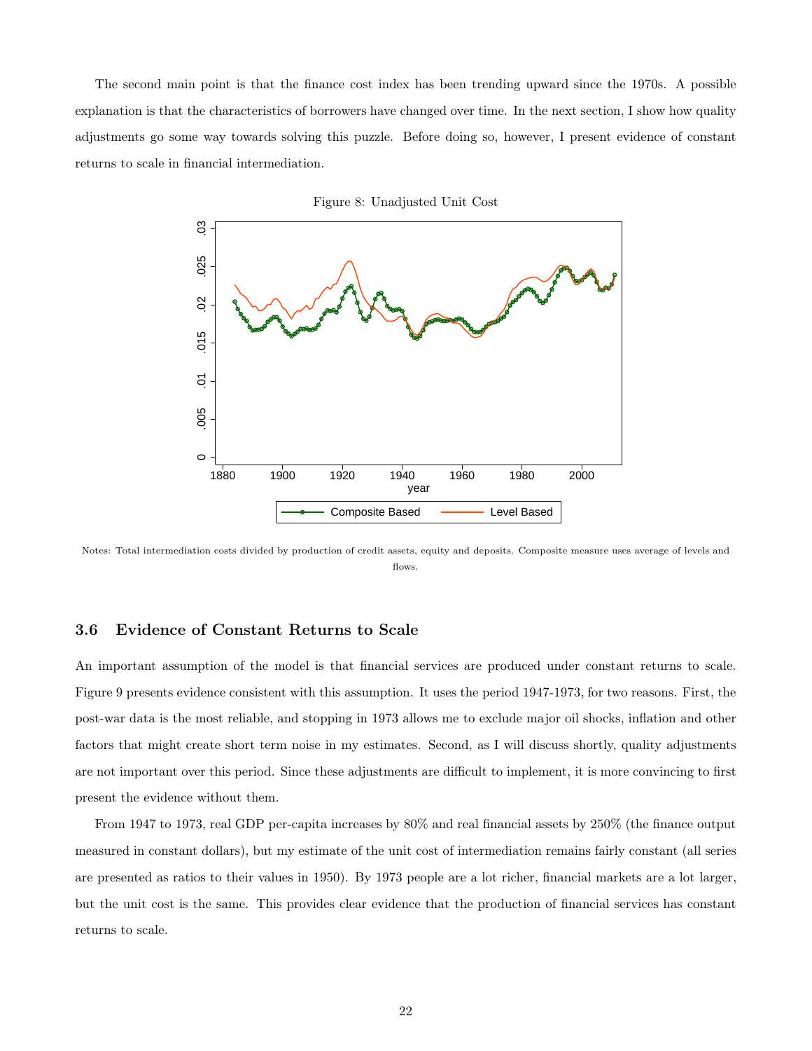The second main point is that the finance cost index has been trending upward since the 1970s. A possible explanation is that the characteristics of borrowers have changed over time. In the next section, I show how quality adjustments go some way towards solving this puzzle. Before doing so, however, I present evidence of constant returns to scale in financial intermediation.

Figure 8: Unadjusted Unit Cost

Notes: Total intermediation costs divided by production of credit assets, equity and deposits. Composite measure uses average of levels and flows.

### 3.6 Evidence of Constant Returns to Scale

An important assumption of the model is that financial services are produced under constant returns to scale. Figure 9 presents evidence consistent with this assumption. It uses the period 1947-1973, for two reasons. First, the post-war data is the most reliable, and stopping in 1973 allows me to exclude major oil shocks, inflation and other factors that might create short term noise in my estimates. Second, as I will discuss shortly, quality adjustments are not important over this period. Since these adjustments are difficult to implement, it is more convincing to first present the evidence without them.

From 1947 to 1973, real GDP per-capita increases by 80% and real financial assets by 250% (the finance output measured in constant dollars), but my estimate of the unit cost of intermediation remains fairly constant (all series are presented as ratios to their values in 1950). By 1973 people are a lot richer, financial markets are a lot larger, but the unit cost is the same. This provides clear evidence that the production of financial services has constant returns to scale.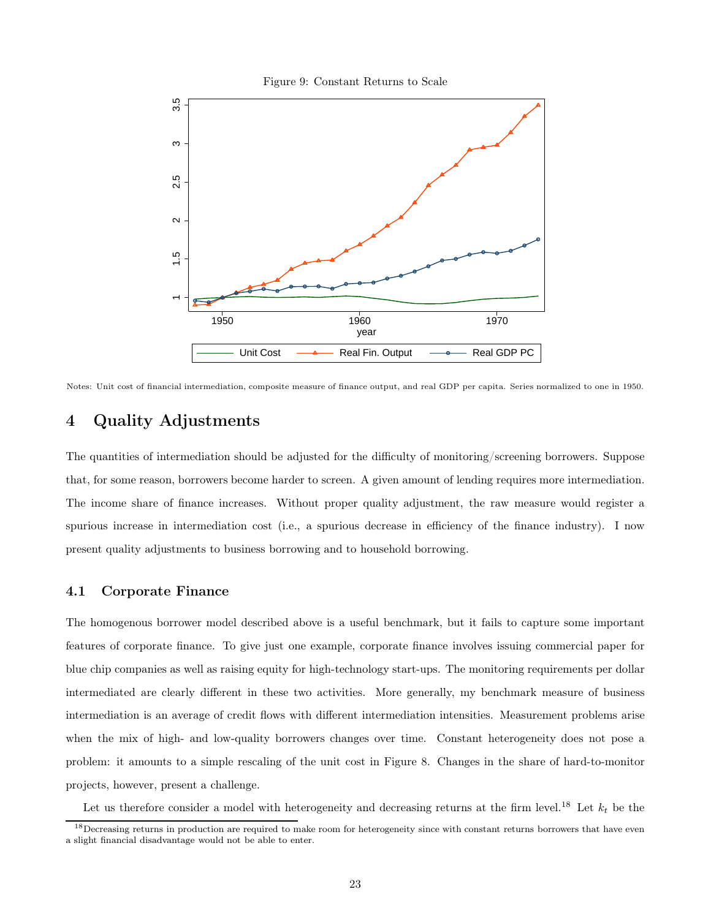Figure 9: Constant Returns to Scale

Notes: Unit cost of financial intermediation, composite measure of finance output, and real GDP per capita. Series normalized to one in 1950.

# 4 Quality Adjustments

The quantities of intermediation should be adjusted for the difficulty of monitoring/screening borrowers. Suppose that, for some reason, borrowers become harder to screen. A given amount of lending requires more intermediation. The income share of finance increases. Without proper quality adjustment, the raw measure would register a spurious increase in intermediation cost (i.e., a spurious decrease in efficiency of the finance industry). I now present quality adjustments to business borrowing and to household borrowing.

## 4.1 Corporate Finance

The homogenous borrower model described above is a useful benchmark, but it fails to capture some important features of corporate finance. To give just one example, corporate finance involves issuing commercial paper for blue chip companies as well as raising equity for high-technology start-ups. The monitoring requirements per dollar intermediated are clearly different in these two activities. More generally, my benchmark measure of business intermediation is an average of credit flows with different intermediation intensities. Measurement problems arise when the mix of high- and low-quality borrowers changes over time. Constant heterogeneity does not pose a problem: it amounts to a simple rescaling of the unit cost in Figure 8. Changes in the share of hard-to-monitor projects, however, present a challenge.

Let us therefore consider a model with heterogeneity and decreasing returns at the firm level.[18] Let $k_t$ be the

[18] Decreasing returns in production are required to make room for heterogeneity since with constant returns borrowers that have even a slight financial disadvantage would not be able to enter.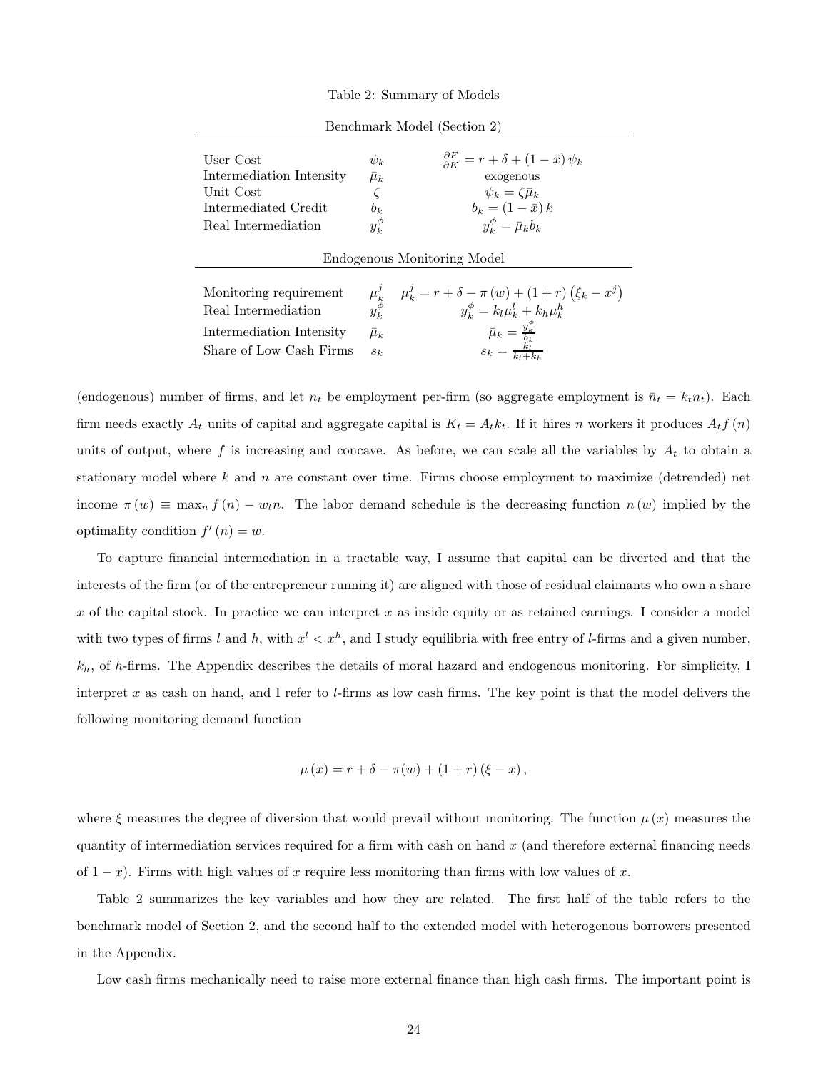Table 2: Summary of Models

| Benchmark Model (Section 2) | | |
|---|---|---|
| User Cost | $\psi_k$ | $\frac{\partial F}{\partial K} = r + \delta + (1-\bar{x})\,\psi_k$ |
| Intermediation Intensity | $\bar{\mu}_k$ | exogenous |
| Unit Cost | $\zeta$ | $\psi_k = \zeta \bar{\mu}_k$ |
| Intermediated Credit | $b_k$ | $b_k = (1-\bar{x})\,k$ |
| Real Intermediation | $y_k^{\phi}$ | $y_k^{\phi} = \bar{\mu}_k b_k$ |
| **Endogenous Monitoring Model** | | |
| Monitoring requirement | $\mu_k^j$ | $\mu_k^j = r + \delta - \pi(w) + (1+r)\left(\xi_k - x^j\right)$ |
| Real Intermediation | $y_k^{\phi}$ | $y_k^{\phi} = k_l \mu_k^l + k_h \mu_k^h$ |
| Intermediation Intensity | $\bar{\mu}_k$ | $\bar{\mu}_k = \frac{y_k^{\phi}}{b_k}$ |
| Share of Low Cash Firms | $s_k$ | $s_k = \frac{k_l}{k_l + k_h}$ |

(endogenous) number of firms, and let $n_t$ be employment per-firm (so aggregate employment is $\bar{n}_t = k_t n_t$). Each firm needs exactly $A_t$ units of capital and aggregate capital is $K_t = A_t k_t$. If it hires $n$ workers it produces $A_t f(n)$ units of output, where $f$ is increasing and concave. As before, we can scale all the variables by $A_t$ to obtain a stationary model where $k$ and $n$ are constant over time. Firms choose employment to maximize (detrended) net income $\pi(w) \equiv \max_n f(n) - w_t n$. The labor demand schedule is the decreasing function $n(w)$ implied by the optimality condition $f'(n) = w$.

To capture financial intermediation in a tractable way, I assume that capital can be diverted and that the interests of the firm (or of the entrepreneur running it) are aligned with those of residual claimants who own a share $x$ of the capital stock. In practice we can interpret $x$ as inside equity or as retained earnings. I consider a model with two types of firms $l$ and $h$, with $x^l < x^h$, and I study equilibria with free entry of $l$-firms and a given number, $k_h$, of $h$-firms. The Appendix describes the details of moral hazard and endogenous monitoring. For simplicity, I interpret $x$ as cash on hand, and I refer to $l$-firms as low cash firms. The key point is that the model delivers the following monitoring demand function

$$\mu(x) = r + \delta - \pi(w) + (1+r)(\xi - x),$$

where $\xi$ measures the degree of diversion that would prevail without monitoring. The function $\mu(x)$ measures the quantity of intermediation services required for a firm with cash on hand $x$ (and therefore external financing needs of $1-x$). Firms with high values of $x$ require less monitoring than firms with low values of $x$.

Table 2 summarizes the key variables and how they are related. The first half of the table refers to the benchmark model of Section 2, and the second half to the extended model with heterogenous borrowers presented in the Appendix.

Low cash firms mechanically need to raise more external finance than high cash firms. The important point is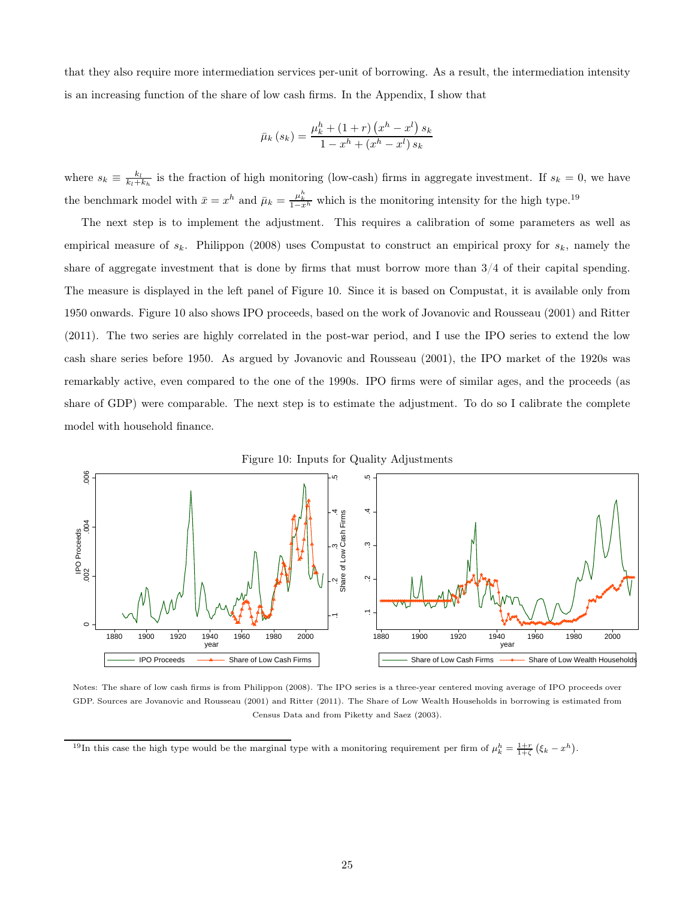that they also require more intermediation services per-unit of borrowing. As a result, the intermediation intensity is an increasing function of the share of low cash firms. In the Appendix, I show that

$$\bar{\mu}_k(s_k) = \frac{\mu_k^h + (1+r)\left(x^h - x^l\right) s_k}{1 - x^h + \left(x^h - x^l\right) s_k}$$

where $s_k \equiv \frac{k_l}{k_l + k_h}$ is the fraction of high monitoring (low-cash) firms in aggregate investment. If $s_k = 0$, we have the benchmark model with $\bar{x} = x^h$ and $\bar{\mu}_k = \frac{\mu_k^h}{1-x^h}$ which is the monitoring intensity for the high type.[19]

The next step is to implement the adjustment. This requires a calibration of some parameters as well as empirical measure of $s_k$. Philippon (2008) uses Compustat to construct an empirical proxy for $s_k$, namely the share of aggregate investment that is done by firms that must borrow more than 3/4 of their capital spending. The measure is displayed in the left panel of Figure 10. Since it is based on Compustat, it is available only from 1950 onwards. Figure 10 also shows IPO proceeds, based on the work of Jovanovic and Rousseau (2001) and Ritter (2011). The two series are highly correlated in the post-war period, and I use the IPO series to extend the low cash share series before 1950. As argued by Jovanovic and Rousseau (2001), the IPO market of the 1920s was remarkably active, even compared to the one of the 1990s. IPO firms were of similar ages, and the proceeds (as share of GDP) were comparable. The next step is to estimate the adjustment. To do so I calibrate the complete model with household finance.

Figure 10: Inputs for Quality Adjustments

Notes: The share of low cash firms is from Philippon (2008). The IPO series is a three-year centered moving average of IPO proceeds over GDP. Sources are Jovanovic and Rousseau (2001) and Ritter (2011). The Share of Low Wealth Households in borrowing is estimated from Census Data and from Piketty and Saez (2003).

[19] In this case the high type would be the marginal type with a monitoring requirement per firm of $\mu_k^h = \frac{1+r}{1+\zeta}\left(\xi_k - x^h\right)$.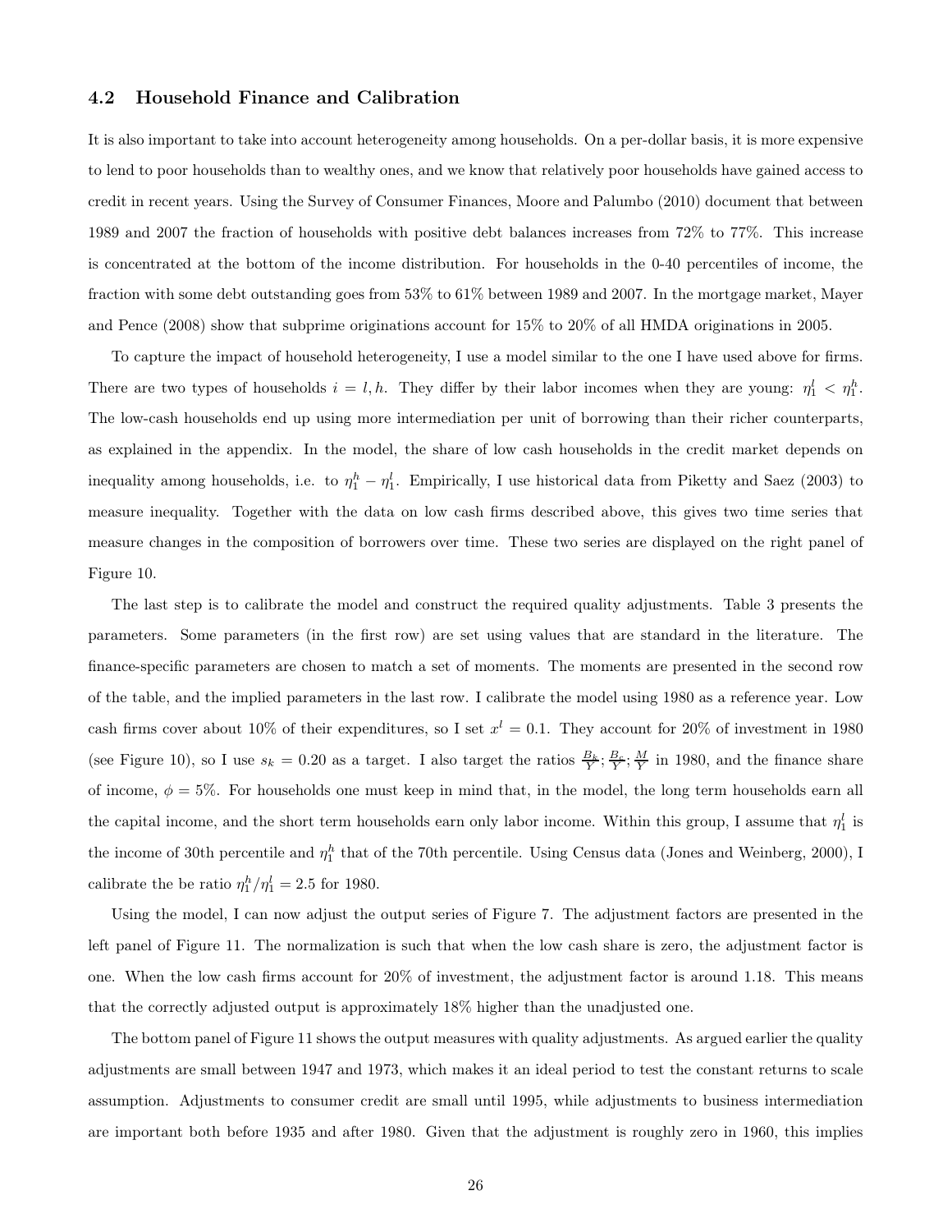### 4.2 Household Finance and Calibration

It is also important to take into account heterogeneity among households. On a per-dollar basis, it is more expensive to lend to poor households than to wealthy ones, and we know that relatively poor households have gained access to credit in recent years. Using the Survey of Consumer Finances, Moore and Palumbo (2010) document that between 1989 and 2007 the fraction of households with positive debt balances increases from 72% to 77%. This increase is concentrated at the bottom of the income distribution. For households in the 0-40 percentiles of income, the fraction with some debt outstanding goes from 53% to 61% between 1989 and 2007. In the mortgage market, Mayer and Pence (2008) show that subprime originations account for 15% to 20% of all HMDA originations in 2005.

To capture the impact of household heterogeneity, I use a model similar to the one I have used above for firms. There are two types of households $i = l, h$. They differ by their labor incomes when they are young: $\eta_1^l < \eta_1^h$. The low-cash households end up using more intermediation per unit of borrowing than their richer counterparts, as explained in the appendix. In the model, the share of low cash households in the credit market depends on inequality among households, i.e. to $\eta_1^h - \eta_1^l$. Empirically, I use historical data from Piketty and Saez (2003) to measure inequality. Together with the data on low cash firms described above, this gives two time series that measure changes in the composition of borrowers over time. These two series are displayed on the right panel of Figure 10.

The last step is to calibrate the model and construct the required quality adjustments. Table 3 presents the parameters. Some parameters (in the first row) are set using values that are standard in the literature. The finance-specific parameters are chosen to match a set of moments. The moments are presented in the second row of the table, and the implied parameters in the last row. I calibrate the model using 1980 as a reference year. Low cash firms cover about 10% of their expenditures, so I set $x^l = 0.1$. They account for 20% of investment in 1980 (see Figure 10), so I use $s_k = 0.20$ as a target. I also target the ratios $\frac{B_k}{Y}; \frac{B_c}{Y}; \frac{M}{Y}$ in 1980, and the finance share of income, $\phi = 5\%$. For households one must keep in mind that, in the model, the long term households earn all the capital income, and the short term households earn only labor income. Within this group, I assume that $\eta_1^l$ is the income of 30th percentile and $\eta_1^h$ that of the 70th percentile. Using Census data (Jones and Weinberg, 2000), I calibrate the be ratio $\eta_1^h/\eta_1^l = 2.5$ for 1980.

Using the model, I can now adjust the output series of Figure 7. The adjustment factors are presented in the left panel of Figure 11. The normalization is such that when the low cash share is zero, the adjustment factor is one. When the low cash firms account for 20% of investment, the adjustment factor is around 1.18. This means that the correctly adjusted output is approximately 18% higher than the unadjusted one.

The bottom panel of Figure 11 shows the output measures with quality adjustments. As argued earlier the quality adjustments are small between 1947 and 1973, which makes it an ideal period to test the constant returns to scale assumption. Adjustments to consumer credit are small until 1995, while adjustments to business intermediation are important both before 1935 and after 1980. Given that the adjustment is roughly zero in 1960, this implies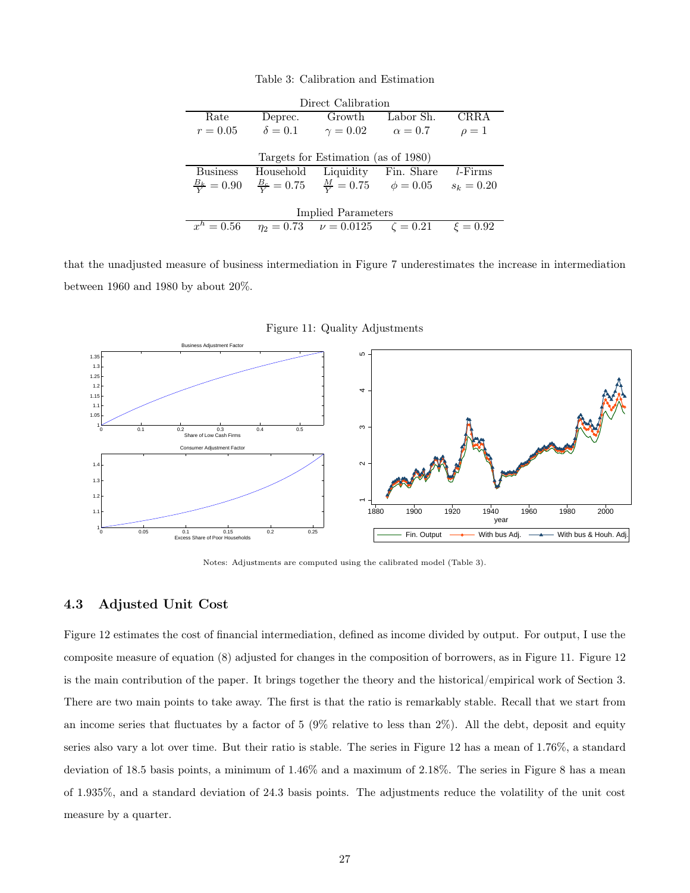Table 3: Calibration and Estimation

| Direct Calibration | | | | |
|---|---|---|---|---|
| Rate | Deprec. | Growth | Labor Sh. | CRRA |
| $r = 0.05$ | $\delta = 0.1$ | $\gamma = 0.02$ | $\alpha = 0.7$ | $\rho = 1$ |
| **Targets for Estimation (as of 1980)** | | | | |
| Business | Household | Liquidity | Fin. Share | $l$-Firms |
| $\frac{B_k}{Y} = 0.90$ | $\frac{B_c}{Y} = 0.75$ | $\frac{M}{Y} = 0.75$ | $\phi = 0.05$ | $s_k = 0.20$ |
| **Implied Parameters** | | | | |
| $x^h = 0.56$ | $\eta_2 = 0.73$ | $\nu = 0.0125$ | $\zeta = 0.21$ | $\xi = 0.92$ |

that the unadjusted measure of business intermediation in Figure 7 underestimates the increase in intermediation between 1960 and 1980 by about 20%.

Figure 11: Quality Adjustments

Notes: Adjustments are computed using the calibrated model (Table 3).

### 4.3 Adjusted Unit Cost

Figure 12 estimates the cost of financial intermediation, defined as income divided by output. For output, I use the composite measure of equation (8) adjusted for changes in the composition of borrowers, as in Figure 11. Figure 12 is the main contribution of the paper. It brings together the theory and the historical/empirical work of Section 3. There are two main points to take away. The first is that the ratio is remarkably stable. Recall that we start from an income series that fluctuates by a factor of 5 (9% relative to less than 2%). All the debt, deposit and equity series also vary a lot over time. But their ratio is stable. The series in Figure 12 has a mean of 1.76%, a standard deviation of 18.5 basis points, a minimum of 1.46% and a maximum of 2.18%. The series in Figure 8 has a mean of 1.935%, and a standard deviation of 24.3 basis points. The adjustments reduce the volatility of the unit cost measure by a quarter.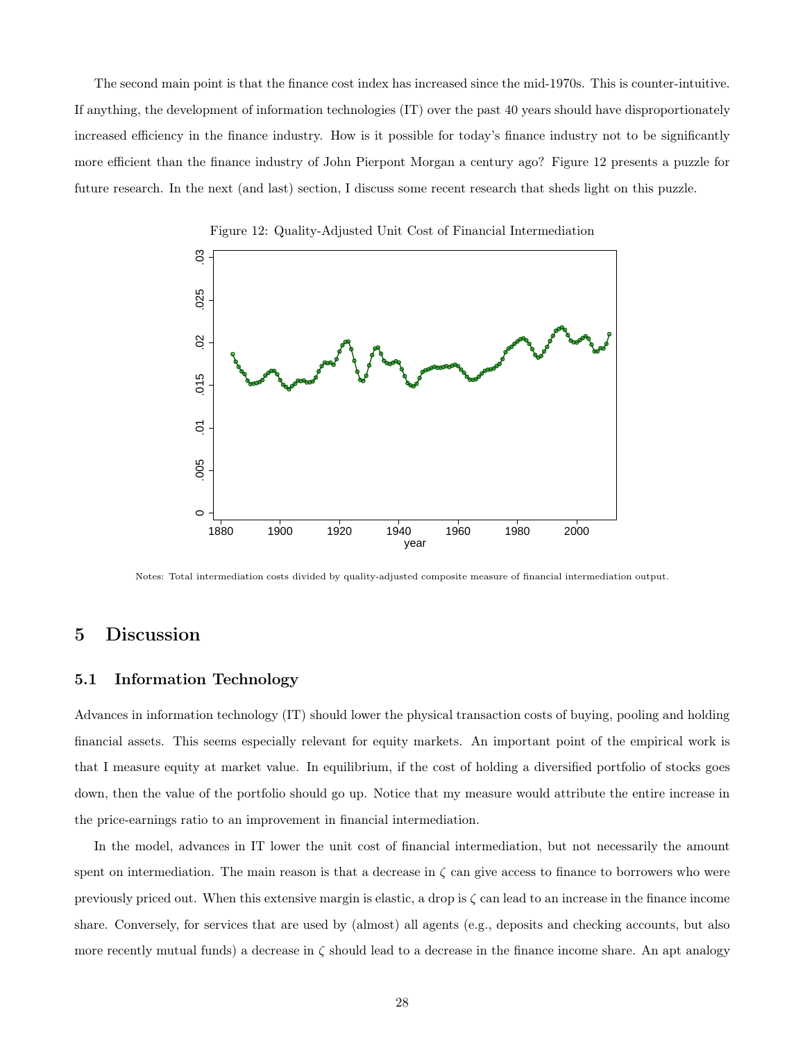The second main point is that the finance cost index has increased since the mid-1970s. This is counter-intuitive. If anything, the development of information technologies (IT) over the past 40 years should have disproportionately increased efficiency in the finance industry. How is it possible for today's finance industry not to be significantly more efficient than the finance industry of John Pierpont Morgan a century ago? Figure 12 presents a puzzle for future research. In the next (and last) section, I discuss some recent research that sheds light on this puzzle.

Figure 12: Quality-Adjusted Unit Cost of Financial Intermediation

Notes: Total intermediation costs divided by quality-adjusted composite measure of financial intermediation output.

## 5 Discussion

### 5.1 Information Technology

Advances in information technology (IT) should lower the physical transaction costs of buying, pooling and holding financial assets. This seems especially relevant for equity markets. An important point of the empirical work is that I measure equity at market value. In equilibrium, if the cost of holding a diversified portfolio of stocks goes down, then the value of the portfolio should go up. Notice that my measure would attribute the entire increase in the price-earnings ratio to an improvement in financial intermediation.

In the model, advances in IT lower the unit cost of financial intermediation, but not necessarily the amount spent on intermediation. The main reason is that a decrease in $\zeta$ can give access to finance to borrowers who were previously priced out. When this extensive margin is elastic, a drop is $\zeta$ can lead to an increase in the finance income share. Conversely, for services that are used by (almost) all agents (e.g., deposits and checking accounts, but also more recently mutual funds) a decrease in $\zeta$ should lead to a decrease in the finance income share. An apt analogy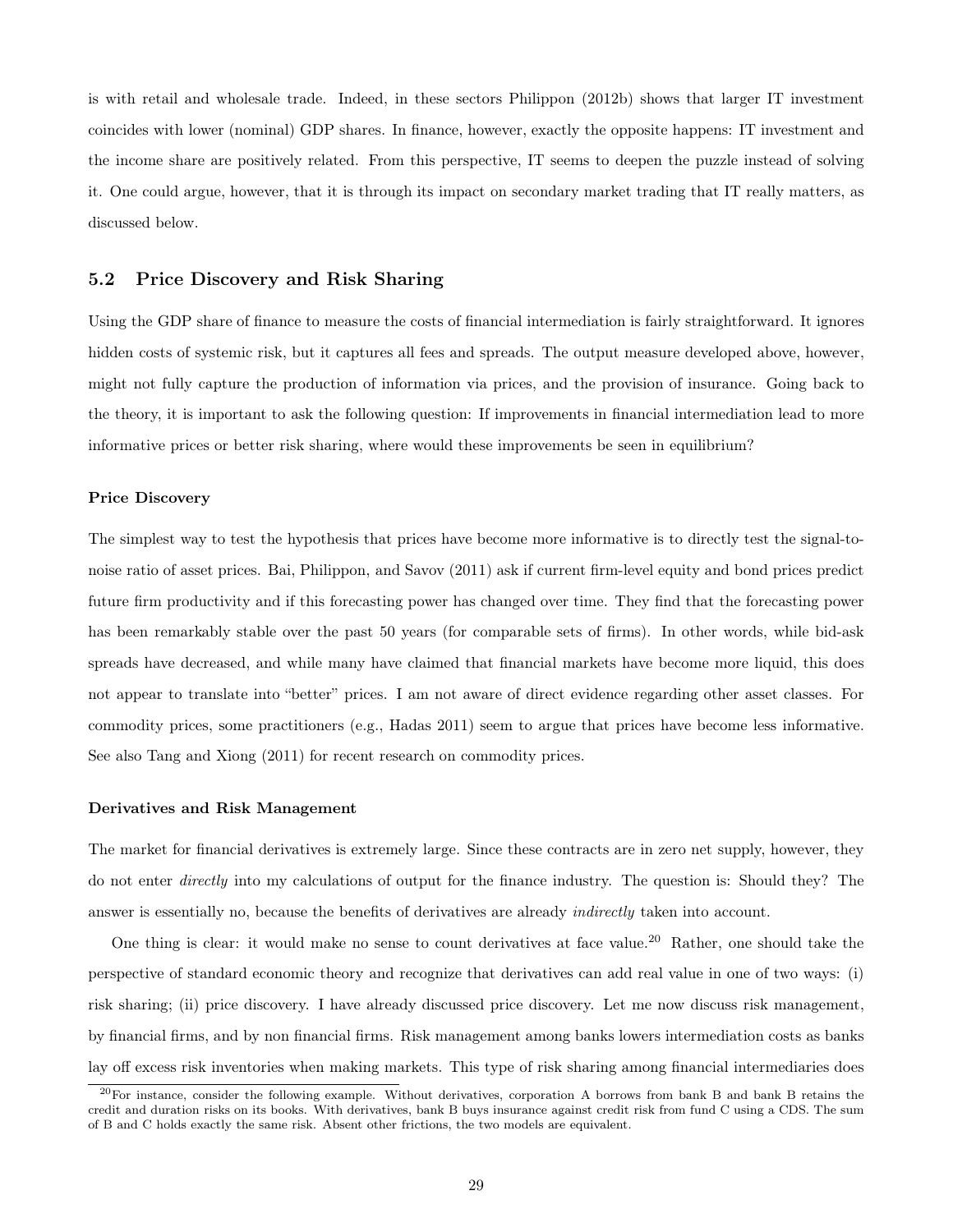is with retail and wholesale trade. Indeed, in these sectors Philippon (2012b) shows that larger IT investment coincides with lower (nominal) GDP shares. In finance, however, exactly the opposite happens: IT investment and the income share are positively related. From this perspective, IT seems to deepen the puzzle instead of solving it. One could argue, however, that it is through its impact on secondary market trading that IT really matters, as discussed below.

## 5.2 Price Discovery and Risk Sharing

Using the GDP share of finance to measure the costs of financial intermediation is fairly straightforward. It ignores hidden costs of systemic risk, but it captures all fees and spreads. The output measure developed above, however, might not fully capture the production of information via prices, and the provision of insurance. Going back to the theory, it is important to ask the following question: If improvements in financial intermediation lead to more informative prices or better risk sharing, where would these improvements be seen in equilibrium?

**Price Discovery**

The simplest way to test the hypothesis that prices have become more informative is to directly test the signal-to-noise ratio of asset prices. Bai, Philippon, and Savov (2011) ask if current firm-level equity and bond prices predict future firm productivity and if this forecasting power has changed over time. They find that the forecasting power has been remarkably stable over the past 50 years (for comparable sets of firms). In other words, while bid-ask spreads have decreased, and while many have claimed that financial markets have become more liquid, this does not appear to translate into "better" prices. I am not aware of direct evidence regarding other asset classes. For commodity prices, some practitioners (e.g., Hadas 2011) seem to argue that prices have become less informative. See also Tang and Xiong (2011) for recent research on commodity prices.

**Derivatives and Risk Management**

The market for financial derivatives is extremely large. Since these contracts are in zero net supply, however, they do not enter *directly* into my calculations of output for the finance industry. The question is: Should they? The answer is essentially no, because the benefits of derivatives are already *indirectly* taken into account.

One thing is clear: it would make no sense to count derivatives at face value.[20] Rather, one should take the perspective of standard economic theory and recognize that derivatives can add real value in one of two ways: (i) risk sharing; (ii) price discovery. I have already discussed price discovery. Let me now discuss risk management, by financial firms, and by non financial firms. Risk management among banks lowers intermediation costs as banks lay off excess risk inventories when making markets. This type of risk sharing among financial intermediaries does

[20] For instance, consider the following example. Without derivatives, corporation A borrows from bank B and bank B retains the credit and duration risks on its books. With derivatives, bank B buys insurance against credit risk from fund C using a CDS. The sum of B and C holds exactly the same risk. Absent other frictions, the two models are equivalent.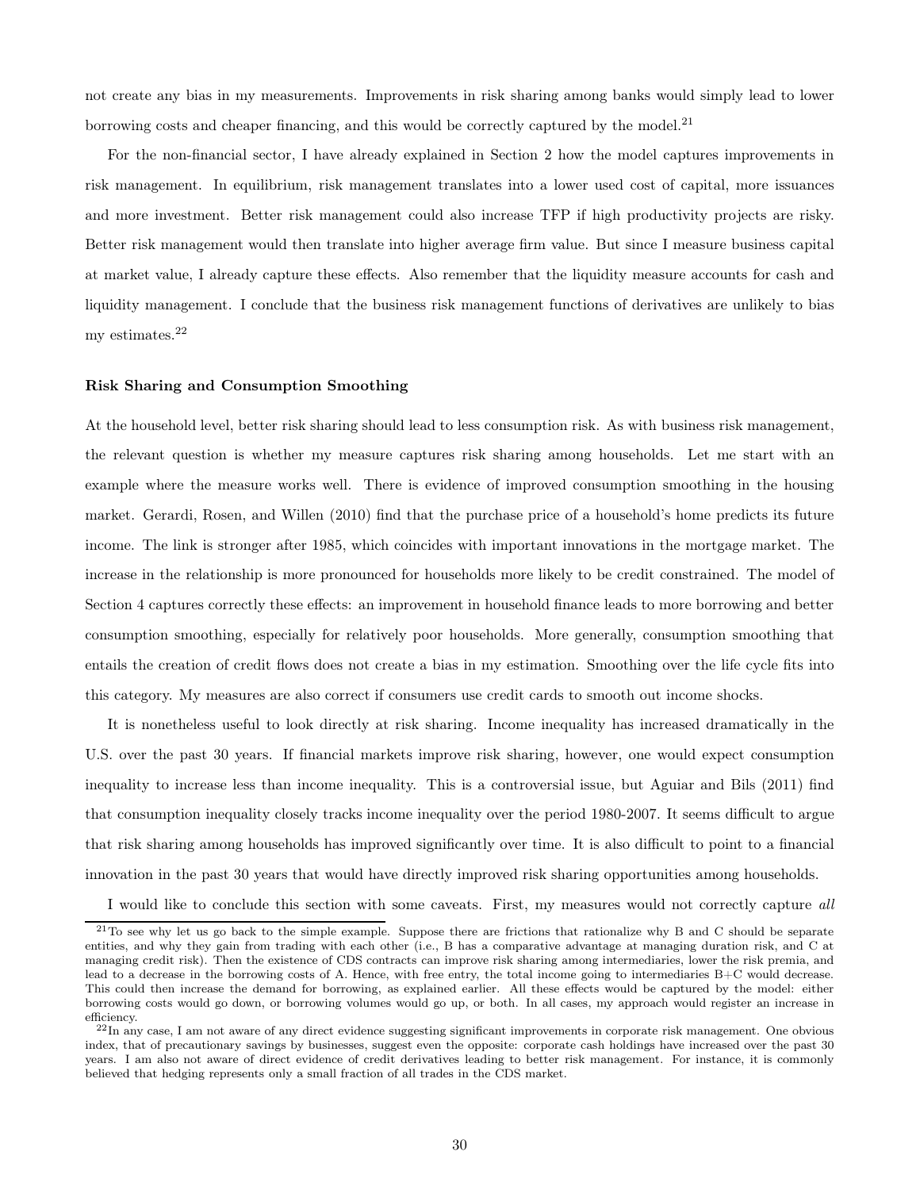not create any bias in my measurements. Improvements in risk sharing among banks would simply lead to lower borrowing costs and cheaper financing, and this would be correctly captured by the model.[21]

For the non-financial sector, I have already explained in Section 2 how the model captures improvements in risk management. In equilibrium, risk management translates into a lower used cost of capital, more issuances and more investment. Better risk management could also increase TFP if high productivity projects are risky. Better risk management would then translate into higher average firm value. But since I measure business capital at market value, I already capture these effects. Also remember that the liquidity measure accounts for cash and liquidity management. I conclude that the business risk management functions of derivatives are unlikely to bias my estimates.[22]

**Risk Sharing and Consumption Smoothing**

At the household level, better risk sharing should lead to less consumption risk. As with business risk management, the relevant question is whether my measure captures risk sharing among households. Let me start with an example where the measure works well. There is evidence of improved consumption smoothing in the housing market. Gerardi, Rosen, and Willen (2010) find that the purchase price of a household's home predicts its future income. The link is stronger after 1985, which coincides with important innovations in the mortgage market. The increase in the relationship is more pronounced for households more likely to be credit constrained. The model of Section 4 captures correctly these effects: an improvement in household finance leads to more borrowing and better consumption smoothing, especially for relatively poor households. More generally, consumption smoothing that entails the creation of credit flows does not create a bias in my estimation. Smoothing over the life cycle fits into this category. My measures are also correct if consumers use credit cards to smooth out income shocks.

It is nonetheless useful to look directly at risk sharing. Income inequality has increased dramatically in the U.S. over the past 30 years. If financial markets improve risk sharing, however, one would expect consumption inequality to increase less than income inequality. This is a controversial issue, but Aguiar and Bils (2011) find that consumption inequality closely tracks income inequality over the period 1980-2007. It seems difficult to argue that risk sharing among households has improved significantly over time. It is also difficult to point to a financial innovation in the past 30 years that would have directly improved risk sharing opportunities among households.

I would like to conclude this section with some caveats. First, my measures would not correctly capture *all*

---

[21] To see why let us go back to the simple example. Suppose there are frictions that rationalize why B and C should be separate entities, and why they gain from trading with each other (i.e., B has a comparative advantage at managing duration risk, and C at managing credit risk). Then the existence of CDS contracts can improve risk sharing among intermediaries, lower the risk premia, and lead to a decrease in the borrowing costs of A. Hence, with free entry, the total income going to intermediaries B+C would decrease. This could then increase the demand for borrowing, as explained earlier. All these effects would be captured by the model: either borrowing costs would go down, or borrowing volumes would go up, or both. In all cases, my approach would register an increase in efficiency.

[22] In any case, I am not aware of any direct evidence suggesting significant improvements in corporate risk management. One obvious index, that of precautionary savings by businesses, suggest even the opposite: corporate cash holdings have increased over the past 30 years. I am also not aware of direct evidence of credit derivatives leading to better risk management. For instance, it is commonly believed that hedging represents only a small fraction of all trades in the CDS market.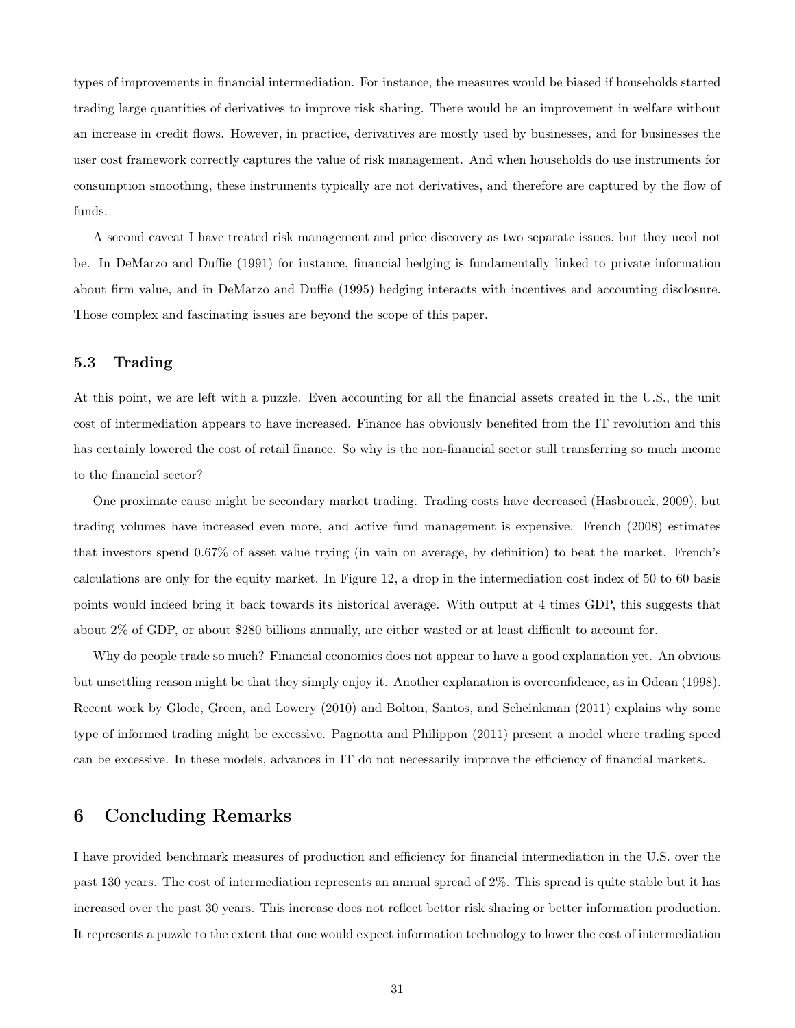types of improvements in financial intermediation. For instance, the measures would be biased if households started trading large quantities of derivatives to improve risk sharing. There would be an improvement in welfare without an increase in credit flows. However, in practice, derivatives are mostly used by businesses, and for businesses the user cost framework correctly captures the value of risk management. And when households do use instruments for consumption smoothing, these instruments typically are not derivatives, and therefore are captured by the flow of funds.

A second caveat I have treated risk management and price discovery as two separate issues, but they need not be. In DeMarzo and Duffie (1991) for instance, financial hedging is fundamentally linked to private information about firm value, and in DeMarzo and Duffie (1995) hedging interacts with incentives and accounting disclosure. Those complex and fascinating issues are beyond the scope of this paper.

### 5.3 Trading

At this point, we are left with a puzzle. Even accounting for all the financial assets created in the U.S., the unit cost of intermediation appears to have increased. Finance has obviously benefited from the IT revolution and this has certainly lowered the cost of retail finance. So why is the non-financial sector still transferring so much income to the financial sector?

One proximate cause might be secondary market trading. Trading costs have decreased (Hasbrouck, 2009), but trading volumes have increased even more, and active fund management is expensive. French (2008) estimates that investors spend 0.67% of asset value trying (in vain on average, by definition) to beat the market. French's calculations are only for the equity market. In Figure 12, a drop in the intermediation cost index of 50 to 60 basis points would indeed bring it back towards its historical average. With output at 4 times GDP, this suggests that about 2% of GDP, or about $280 billions annually, are either wasted or at least difficult to account for.

Why do people trade so much? Financial economics does not appear to have a good explanation yet. An obvious but unsettling reason might be that they simply enjoy it. Another explanation is overconfidence, as in Odean (1998). Recent work by Glode, Green, and Lowery (2010) and Bolton, Santos, and Scheinkman (2011) explains why some type of informed trading might be excessive. Pagnotta and Philippon (2011) present a model where trading speed can be excessive. In these models, advances in IT do not necessarily improve the efficiency of financial markets.

## 6 Concluding Remarks

I have provided benchmark measures of production and efficiency for financial intermediation in the U.S. over the past 130 years. The cost of intermediation represents an annual spread of 2%. This spread is quite stable but it has increased over the past 30 years. This increase does not reflect better risk sharing or better information production. It represents a puzzle to the extent that one would expect information technology to lower the cost of intermediation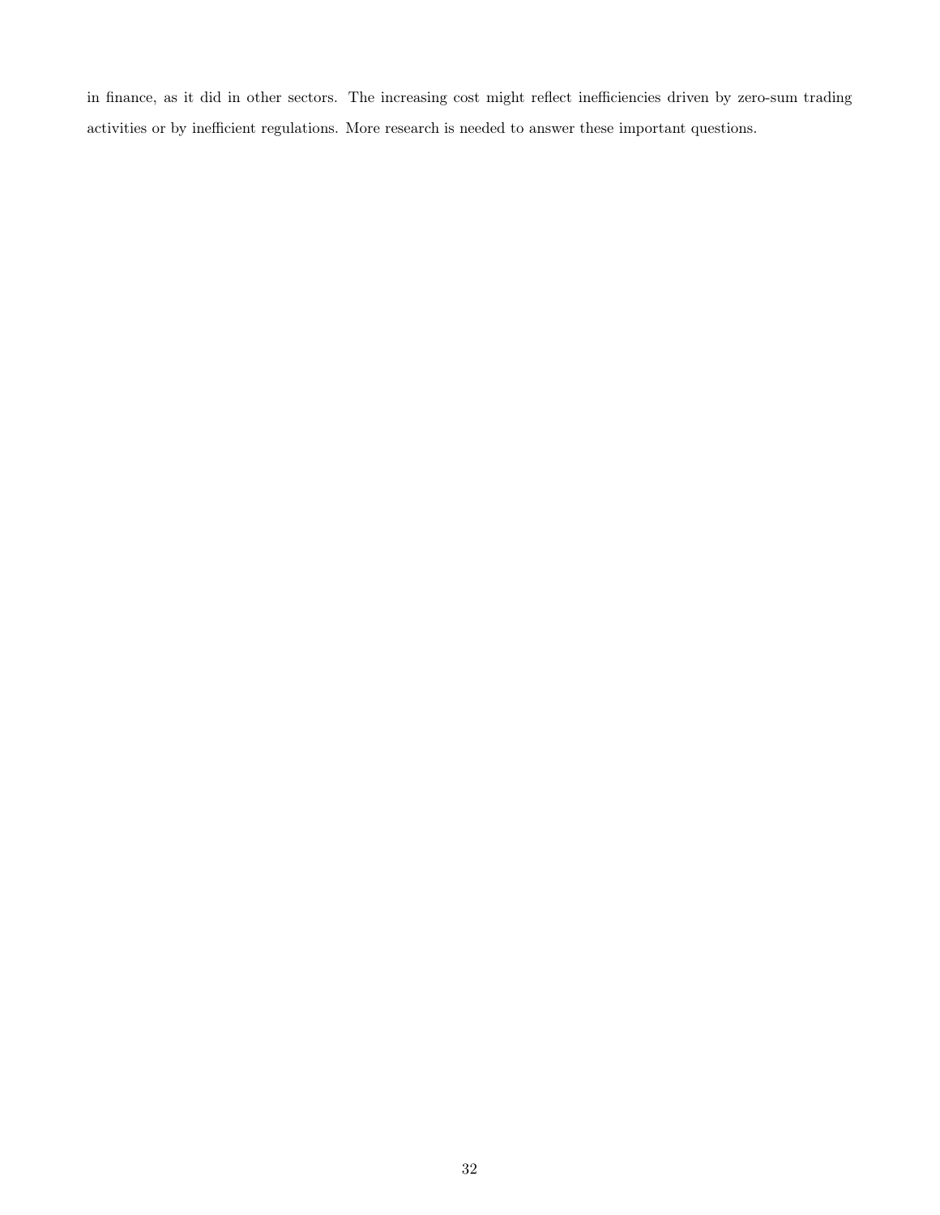in finance, as it did in other sectors. The increasing cost might reflect inefficiencies driven by zero-sum trading activities or by inefficient regulations. More research is needed to answer these important questions.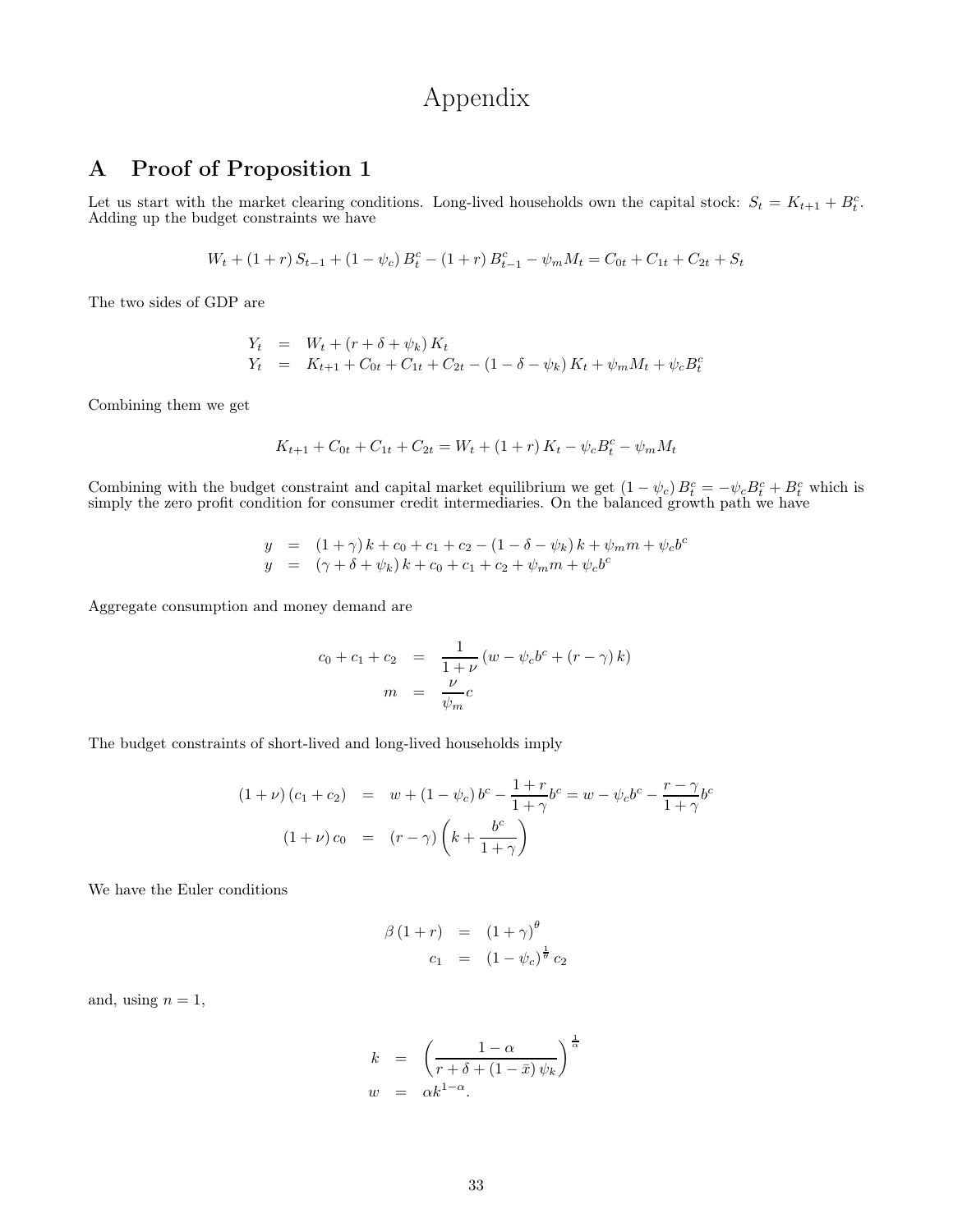# Appendix

## A Proof of Proposition 1

Let us start with the market clearing conditions. Long-lived households own the capital stock: $S_t = K_{t+1} + B_t^c$. Adding up the budget constraints we have

$$W_t + (1+r) S_{t-1} + (1-\psi_c) B_t^c - (1+r) B_{t-1}^c - \psi_m M_t = C_{0t} + C_{1t} + C_{2t} + S_t$$

The two sides of GDP are

$$\begin{aligned}
Y_t &= W_t + (r + \delta + \psi_k) K_t \\
Y_t &= K_{t+1} + C_{0t} + C_{1t} + C_{2t} - (1 - \delta - \psi_k) K_t + \psi_m M_t + \psi_c B_t^c
\end{aligned}$$

Combining them we get

$$K_{t+1} + C_{0t} + C_{1t} + C_{2t} = W_t + (1+r) K_t - \psi_c B_t^c - \psi_m M_t$$

Combining with the budget constraint and capital market equilibrium we get $(1-\psi_c) B_t^c = -\psi_c B_t^c + B_t^c$ which is simply the zero profit condition for consumer credit intermediaries. On the balanced growth path we have

$$\begin{aligned}
y &= (1+\gamma) k + c_0 + c_1 + c_2 - (1 - \delta - \psi_k) k + \psi_m m + \psi_c b^c \\
y &= (\gamma + \delta + \psi_k) k + c_0 + c_1 + c_2 + \psi_m m + \psi_c b^c
\end{aligned}$$

Aggregate consumption and money demand are

$$\begin{aligned}
c_0 + c_1 + c_2 &= \frac{1}{1+\nu} \left( w - \psi_c b^c + (r - \gamma) k \right) \\
m &= \frac{\nu}{\psi_m} c
\end{aligned}$$

The budget constraints of short-lived and long-lived households imply

$$\begin{aligned}
(1+\nu)(c_1 + c_2) &= w + (1-\psi_c) b^c - \frac{1+r}{1+\gamma} b^c = w - \psi_c b^c - \frac{r-\gamma}{1+\gamma} b^c \\
(1+\nu) c_0 &= (r - \gamma) \left( k + \frac{b^c}{1+\gamma} \right)
\end{aligned}$$

We have the Euler conditions

$$\begin{aligned}
\beta (1+r) &= (1+\gamma)^{\theta} \\
c_1 &= (1-\psi_c)^{\frac{1}{\theta}} c_2
\end{aligned}$$

and, using $n = 1$,

$$\begin{aligned}
k &= \left( \frac{1-\alpha}{r + \delta + (1-\bar{x}) \psi_k} \right)^{\frac{1}{\alpha}} \\
w &= \alpha k^{1-\alpha}.
\end{aligned}$$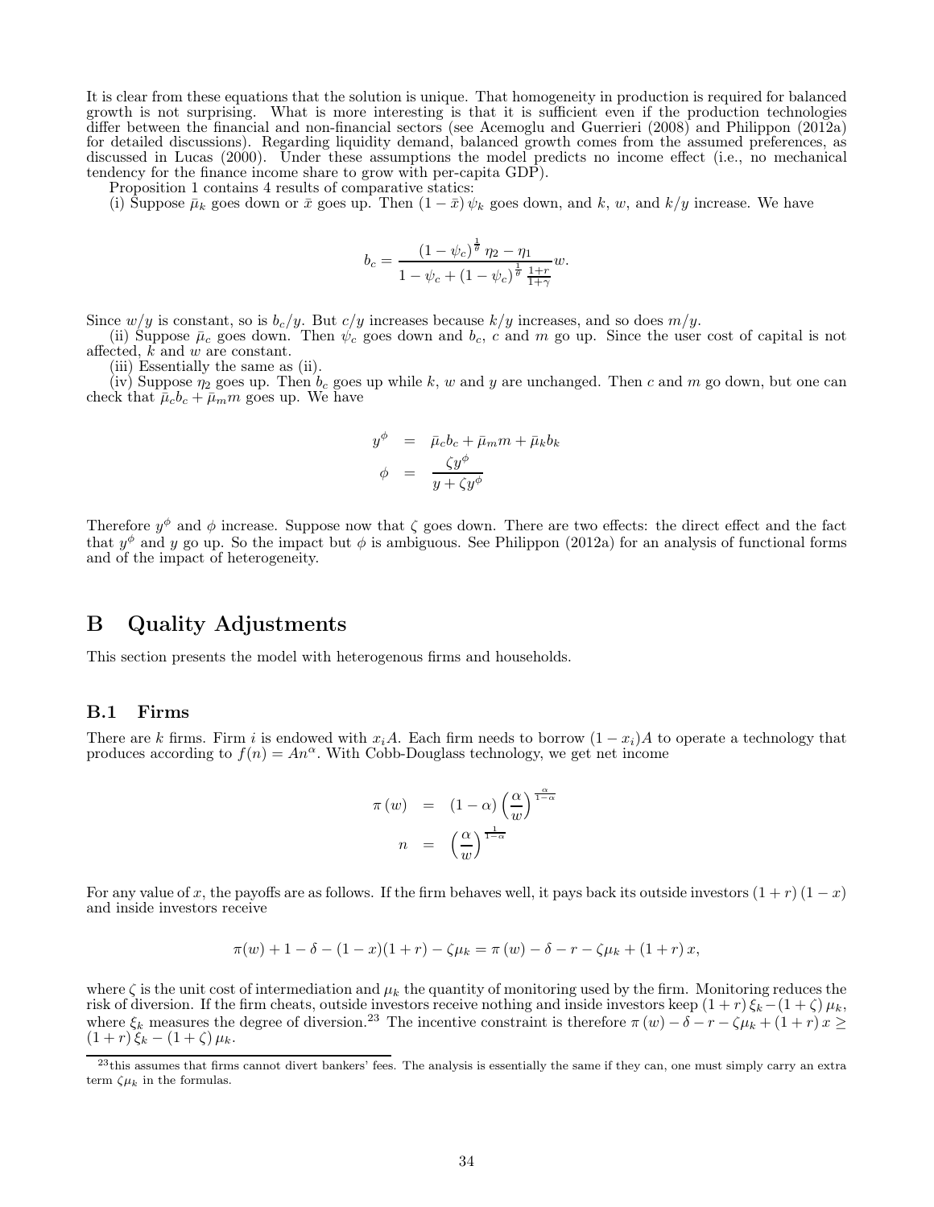It is clear from these equations that the solution is unique. That homogeneity in production is required for balanced growth is not surprising. What is more interesting is that it is sufficient even if the production technologies differ between the financial and non-financial sectors (see Acemoglu and Guerrieri (2008) and Philippon (2012a) for detailed discussions). Regarding liquidity demand, balanced growth comes from the assumed preferences, as discussed in Lucas (2000). Under these assumptions the model predicts no income effect (i.e., no mechanical tendency for the finance income share to grow with per-capita GDP).

Proposition 1 contains 4 results of comparative statics:

(i) Suppose $\bar{\mu}_k$ goes down or $\bar{x}$ goes up. Then $(1-\bar{x})\psi_k$ goes down, and $k$, $w$, and $k/y$ increase. We have

$$b_c = \frac{(1-\psi_c)^{\frac{1}{\theta}}\eta_2 - \eta_1}{1-\psi_c + (1-\psi_c)^{\frac{1}{\theta}}\frac{1+r}{1+\gamma}} w.$$

Since $w/y$ is constant, so is $b_c/y$. But $c/y$ increases because $k/y$ increases, and so does $m/y$.

(ii) Suppose $\bar{\mu}_c$ goes down. Then $\psi_c$ goes down and $b_c$, $c$ and $m$ go up. Since the user cost of capital is not affected, $k$ and $w$ are constant.

(iii) Essentially the same as (ii).

(iv) Suppose $\eta_2$ goes up. Then $b_c$ goes up while $k$, $w$ and $y$ are unchanged. Then $c$ and $m$ go down, but one can check that $\bar{\mu}_c b_c + \bar{\mu}_m m$ goes up. We have

$$\begin{aligned} y^{\phi} &= \bar{\mu}_c b_c + \bar{\mu}_m m + \bar{\mu}_k b_k \\ \phi &= \frac{\zeta y^{\phi}}{y + \zeta y^{\phi}} \end{aligned}$$

Therefore $y^{\phi}$ and $\phi$ increase. Suppose now that $\zeta$ goes down. There are two effects: the direct effect and the fact that $y^{\phi}$ and $y$ go up. So the impact but $\phi$ is ambiguous. See Philippon (2012a) for an analysis of functional forms and of the impact of heterogeneity.

# B Quality Adjustments

This section presents the model with heterogenous firms and households.

## B.1 Firms

There are $k$ firms. Firm $i$ is endowed with $x_i A$. Each firm needs to borrow $(1-x_i)A$ to operate a technology that produces according to $f(n) = An^{\alpha}$. With Cobb-Douglass technology, we get net income

$$\begin{aligned} \pi(w) &= (1-\alpha)\left(\frac{\alpha}{w}\right)^{\frac{\alpha}{1-\alpha}} \\ n &= \left(\frac{\alpha}{w}\right)^{\frac{1}{1-\alpha}} \end{aligned}$$

For any value of $x$, the payoffs are as follows. If the firm behaves well, it pays back its outside investors $(1+r)(1-x)$ and inside investors receive

$$\pi(w) + 1 - \delta - (1-x)(1+r) - \zeta\mu_k = \pi(w) - \delta - r - \zeta\mu_k + (1+r)x,$$

where $\zeta$ is the unit cost of intermediation and $\mu_k$ the quantity of monitoring used by the firm. Monitoring reduces the risk of diversion. If the firm cheats, outside investors receive nothing and inside investors keep $(1+r)\xi_k - (1+\zeta)\mu_k$, where $\xi_k$ measures the degree of diversion.[23] The incentive constraint is therefore $\pi(w) - \delta - r - \zeta\mu_k + (1+r)x \geq (1+r)\xi_k - (1+\zeta)\mu_k$.

[23] this assumes that firms cannot divert bankers' fees. The analysis is essentially the same if they can, one must simply carry an extra term $\zeta\mu_k$ in the formulas.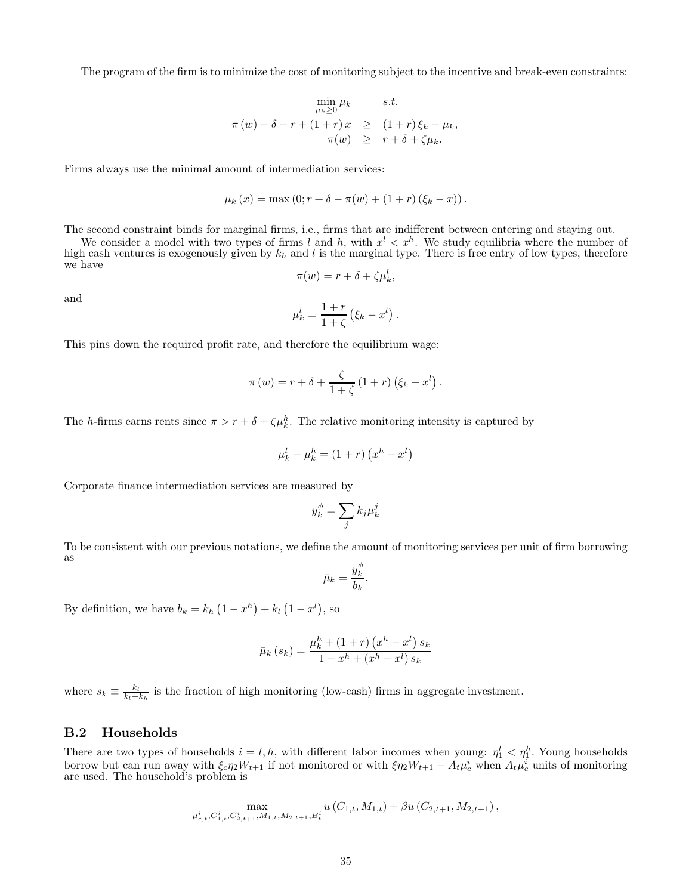The program of the firm is to minimize the cost of monitoring subject to the incentive and break-even constraints:

$$
\begin{aligned}
&\min_{\mu_k \geq 0} \mu_k \qquad s.t. \\
\pi(w) - \delta - r + (1+r)x &\geq (1+r)\xi_k - \mu_k, \\
\pi(w) &\geq r + \delta + \zeta \mu_k.
\end{aligned}
$$

Firms always use the minimal amount of intermediation services:

$$
\mu_k(x) = \max\left(0; r + \delta - \pi(w) + (1+r)(\xi_k - x)\right).
$$

The second constraint binds for marginal firms, i.e., firms that are indifferent between entering and staying out.

We consider a model with two types of firms $l$ and $h$, with $x^l < x^h$. We study equilibria where the number of high cash ventures is exogenously given by $k_h$ and $l$ is the marginal type. There is free entry of low types, therefore we have

$$
\pi(w) = r + \delta + \zeta \mu_k^l,
$$

and

$$
\mu_k^l = \frac{1+r}{1+\zeta}\left(\xi_k - x^l\right).
$$

This pins down the required profit rate, and therefore the equilibrium wage:

$$
\pi(w) = r + \delta + \frac{\zeta}{1+\zeta}(1+r)\left(\xi_k - x^l\right).
$$

The $h$-firms earns rents since $\pi > r + \delta + \zeta \mu_k^h$. The relative monitoring intensity is captured by

$$
\mu_k^l - \mu_k^h = (1+r)\left(x^h - x^l\right)
$$

Corporate finance intermediation services are measured by

$$
y_k^\phi = \sum_j k_j \mu_k^j
$$

To be consistent with our previous notations, we define the amount of monitoring services per unit of firm borrowing as

$$
\bar{\mu}_k = \frac{y_k^\phi}{b_k}.
$$

By definition, we have $b_k = k_h\left(1 - x^h\right) + k_l\left(1 - x^l\right)$, so

$$
\bar{\mu}_k(s_k) = \frac{\mu_k^h + (1+r)\left(x^h - x^l\right)s_k}{1 - x^h + \left(x^h - x^l\right)s_k}
$$

where $s_k \equiv \frac{k_l}{k_l + k_h}$ is the fraction of high monitoring (low-cash) firms in aggregate investment.

## B.2 Households

There are two types of households $i = l, h$, with different labor incomes when young: $\eta_1^l < \eta_1^h$. Young households borrow but can run away with $\xi_c \eta_2 W_{t+1}$ if not monitored or with $\xi \eta_2 W_{t+1} - A_t \mu_c^i$ when $A_t \mu_c^i$ units of monitoring are used. The household's problem is

$$
\max_{\mu_{c,t}^i, C_{1,t}^i, C_{2,t+1}^i, M_{1,t}, M_{2,t+1}, B_t^i} u\left(C_{1,t}, M_{1,t}\right) + \beta u\left(C_{2,t+1}, M_{2,t+1}\right),
$$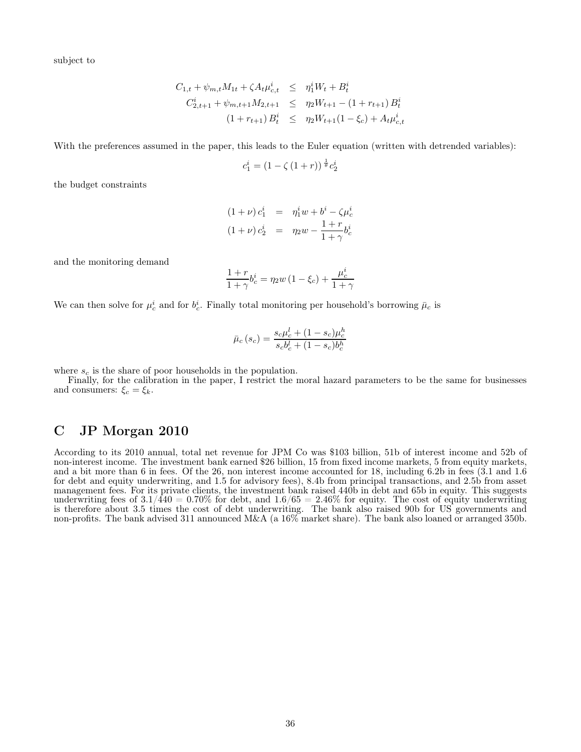subject to

$$
\begin{aligned}
C_{1,t} + \psi_{m,t} M_{1t} + \zeta A_t \mu_{c,t}^i &\leq \eta_1^i W_t + B_t^i \\
C_{2,t+1}^i + \psi_{m,t+1} M_{2,t+1} &\leq \eta_2 W_{t+1} - (1 + r_{t+1}) B_t^i \\
(1 + r_{t+1}) B_t^i &\leq \eta_2 W_{t+1} (1 - \xi_c) + A_t \mu_{c,t}^i
\end{aligned}
$$

With the preferences assumed in the paper, this leads to the Euler equation (written with detrended variables):

$$
c_1^i = \left(1 - \zeta \left(1 + r\right)\right)^{\frac{1}{\theta}} c_2^i
$$

the budget constraints

$$
\begin{aligned}
(1 + \nu) c_1^i &= \eta_1^i w + b^i - \zeta \mu_c^i \\
(1 + \nu) c_2^i &= \eta_2 w - \frac{1 + r}{1 + \gamma} b_c^i
\end{aligned}
$$

and the monitoring demand

$$
\frac{1 + r}{1 + \gamma} b_c^i = \eta_2 w \left(1 - \xi_c\right) + \frac{\mu_c^i}{1 + \gamma}
$$

We can then solve for $\mu_c^i$ and for $b_c^i$. Finally total monitoring per household's borrowing $\bar{\mu}_c$ is

$$
\bar{\mu}_c \left(s_c\right) = \frac{s_c \mu_c^l + (1 - s_c) \mu_c^h}{s_c b_c^l + (1 - s_c) b_c^h}
$$

where $s_c$ is the share of poor households in the population.

Finally, for the calibration in the paper, I restrict the moral hazard parameters to be the same for businesses and consumers: $\xi_c = \xi_k$.

# C JP Morgan 2010

According to its 2010 annual, total net revenue for JPM Co was \$103 billion, 51b of interest income and 52b of non-interest income. The investment bank earned \$26 billion, 15 from fixed income markets, 5 from equity markets, and a bit more than 6 in fees. Of the 26, non interest income accounted for 18, including 6.2b in fees (3.1 and 1.6 for debt and equity underwriting, and 1.5 for advisory fees), 8.4b from principal transactions, and 2.5b from asset management fees. For its private clients, the investment bank raised 440b in debt and 65b in equity. This suggests underwriting fees of $3.1/440 = 0.70\%$ for debt, and $1.6/65 = 2.46\%$ for equity. The cost of equity underwriting is therefore about 3.5 times the cost of debt underwriting. The bank also raised 90b for US governments and non-profits. The bank advised 311 announced M&A (a 16% market share). The bank also loaned or arranged 350b.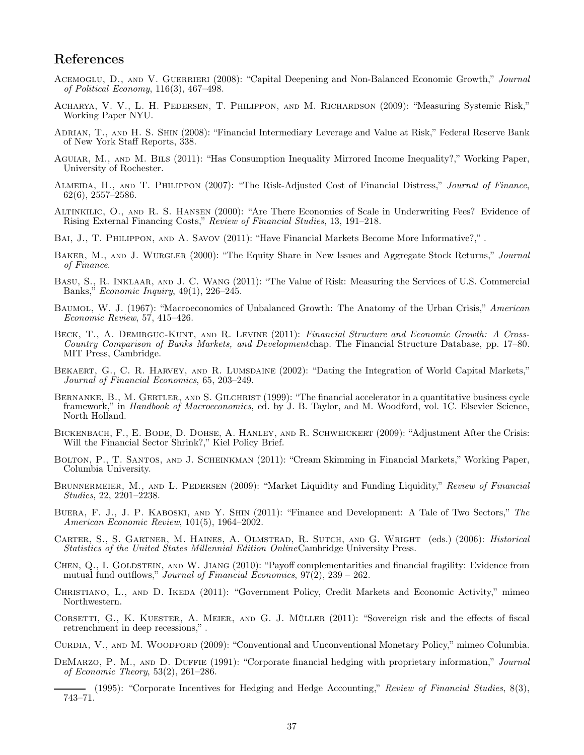## References

Acemoglu, D., and V. Guerrieri (2008): "Capital Deepening and Non-Balanced Economic Growth," *Journal of Political Economy*, 116(3), 467–498.

Acharya, V. V., L. H. Pedersen, T. Philippon, and M. Richardson (2009): "Measuring Systemic Risk," Working Paper NYU.

Adrian, T., and H. S. Shin (2008): "Financial Intermediary Leverage and Value at Risk," Federal Reserve Bank of New York Staff Reports, 338.

Aguiar, M., and M. Bils (2011): "Has Consumption Inequality Mirrored Income Inequality?," Working Paper, University of Rochester.

Almeida, H., and T. Philippon (2007): "The Risk-Adjusted Cost of Financial Distress," *Journal of Finance*, 62(6), 2557–2586.

Altinkilic, O., and R. S. Hansen (2000): "Are There Economies of Scale in Underwriting Fees? Evidence of Rising External Financing Costs," *Review of Financial Studies*, 13, 191–218.

Bai, J., T. Philippon, and A. Savov (2011): "Have Financial Markets Become More Informative?," .

Baker, M., and J. Wurgler (2000): "The Equity Share in New Issues and Aggregate Stock Returns," *Journal of Finance*.

Basu, S., R. Inklaar, and J. C. Wang (2011): "The Value of Risk: Measuring the Services of U.S. Commercial Banks," *Economic Inquiry*, 49(1), 226–245.

Baumol, W. J. (1967): "Macroeconomics of Unbalanced Growth: The Anatomy of the Urban Crisis," *American Economic Review*, 57, 415–426.

Beck, T., A. Demirguc-Kunt, and R. Levine (2011): *Financial Structure and Economic Growth: A Cross-Country Comparison of Banks Markets, and Development*chap. The Financial Structure Database, pp. 17–80. MIT Press, Cambridge.

Bekaert, G., C. R. Harvey, and R. Lumsdaine (2002): "Dating the Integration of World Capital Markets," *Journal of Financial Economics*, 65, 203–249.

Bernanke, B., M. Gertler, and S. Gilchrist (1999): "The financial accelerator in a quantitative business cycle framework," in *Handbook of Macroeconomics*, ed. by J. B. Taylor, and M. Woodford, vol. 1C. Elsevier Science, North Holland.

Bickenbach, F., E. Bode, D. Dohse, A. Hanley, and R. Schweickert (2009): "Adjustment After the Crisis: Will the Financial Sector Shrink?," Kiel Policy Brief.

Bolton, P., T. Santos, and J. Scheinkman (2011): "Cream Skimming in Financial Markets," Working Paper, Columbia University.

Brunnermeier, M., and L. Pedersen (2009): "Market Liquidity and Funding Liquidity," *Review of Financial Studies*, 22, 2201–2238.

Buera, F. J., J. P. Kaboski, and Y. Shin (2011): "Finance and Development: A Tale of Two Sectors," *The American Economic Review*, 101(5), 1964–2002.

Carter, S., S. Gartner, M. Haines, A. Olmstead, R. Sutch, and G. Wright (eds.) (2006): *Historical Statistics of the United States Millennial Edition Online*Cambridge University Press.

Chen, Q., I. Goldstein, and W. Jiang (2010): "Payoff complementarities and financial fragility: Evidence from mutual fund outflows," *Journal of Financial Economics*, 97(2), 239 – 262.

Christiano, L., and D. Ikeda (2011): "Government Policy, Credit Markets and Economic Activity," mimeo Northwestern.

Corsetti, G., K. Kuester, A. Meier, and G. J. Müller (2011): "Sovereign risk and the effects of fiscal retrenchment in deep recessions," .

Curdia, V., and M. Woodford (2009): "Conventional and Unconventional Monetary Policy," mimeo Columbia.

DeMarzo, P. M., and D. Duffie (1991): "Corporate financial hedging with proprietary information," *Journal of Economic Theory*, 53(2), 261–286.

——— (1995): "Corporate Incentives for Hedging and Hedge Accounting," *Review of Financial Studies*, 8(3), 743–71.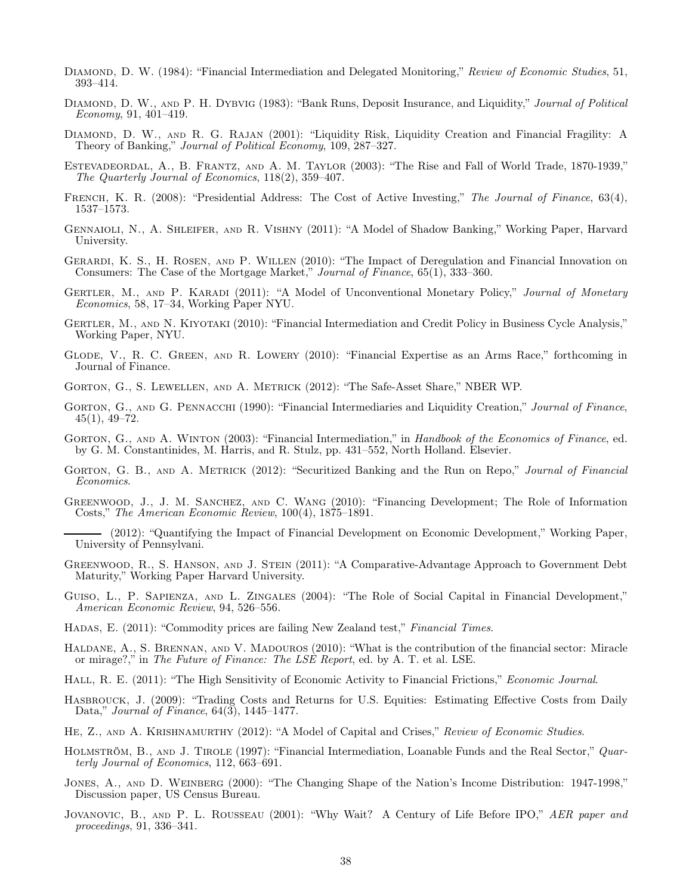Diamond, D. W. (1984): "Financial Intermediation and Delegated Monitoring," *Review of Economic Studies*, 51, 393–414.

Diamond, D. W., and P. H. Dybvig (1983): "Bank Runs, Deposit Insurance, and Liquidity," *Journal of Political Economy*, 91, 401–419.

Diamond, D. W., and R. G. Rajan (2001): "Liquidity Risk, Liquidity Creation and Financial Fragility: A Theory of Banking," *Journal of Political Economy*, 109, 287–327.

Estevadeordal, A., B. Frantz, and A. M. Taylor (2003): "The Rise and Fall of World Trade, 1870-1939," *The Quarterly Journal of Economics*, 118(2), 359–407.

French, K. R. (2008): "Presidential Address: The Cost of Active Investing," *The Journal of Finance*, 63(4), 1537–1573.

Gennaioli, N., A. Shleifer, and R. Vishny (2011): "A Model of Shadow Banking," Working Paper, Harvard University.

Gerardi, K. S., H. Rosen, and P. Willen (2010): "The Impact of Deregulation and Financial Innovation on Consumers: The Case of the Mortgage Market," *Journal of Finance*, 65(1), 333–360.

Gertler, M., and P. Karadi (2011): "A Model of Unconventional Monetary Policy," *Journal of Monetary Economics*, 58, 17–34, Working Paper NYU.

Gertler, M., and N. Kiyotaki (2010): "Financial Intermediation and Credit Policy in Business Cycle Analysis," Working Paper, NYU.

Glode, V., R. C. Green, and R. Lowery (2010): "Financial Expertise as an Arms Race," forthcoming in Journal of Finance.

Gorton, G., S. Lewellen, and A. Metrick (2012): "The Safe-Asset Share," NBER WP.

Gorton, G., and G. Pennacchi (1990): "Financial Intermediaries and Liquidity Creation," *Journal of Finance*, 45(1), 49–72.

Gorton, G., and A. Winton (2003): "Financial Intermediation," in *Handbook of the Economics of Finance*, ed. by G. M. Constantinides, M. Harris, and R. Stulz, pp. 431–552, North Holland. Elsevier.

Gorton, G. B., and A. Metrick (2012): "Securitized Banking and the Run on Repo," *Journal of Financial Economics*.

Greenwood, J., J. M. Sanchez, and C. Wang (2010): "Financing Development; The Role of Information Costs," *The American Economic Review*, 100(4), 1875–1891.

——— (2012): "Quantifying the Impact of Financial Development on Economic Development," Working Paper, University of Pennsylvani.

Greenwood, R., S. Hanson, and J. Stein (2011): "A Comparative-Advantage Approach to Government Debt Maturity," Working Paper Harvard University.

Guiso, L., P. Sapienza, and L. Zingales (2004): "The Role of Social Capital in Financial Development," *American Economic Review*, 94, 526–556.

Hadas, E. (2011): "Commodity prices are failing New Zealand test," *Financial Times*.

Haldane, A., S. Brennan, and V. Madouros (2010): "What is the contribution of the financial sector: Miracle or mirage?," in *The Future of Finance: The LSE Report*, ed. by A. T. et al. LSE.

Hall, R. E. (2011): "The High Sensitivity of Economic Activity to Financial Frictions," *Economic Journal*.

Hasbrouck, J. (2009): "Trading Costs and Returns for U.S. Equities: Estimating Effective Costs from Daily Data," *Journal of Finance*, 64(3), 1445–1477.

He, Z., and A. Krishnamurthy (2012): "A Model of Capital and Crises," *Review of Economic Studies*.

Holmström, B., and J. Tirole (1997): "Financial Intermediation, Loanable Funds and the Real Sector," *Quarterly Journal of Economics*, 112, 663–691.

Jones, A., and D. Weinberg (2000): "The Changing Shape of the Nation's Income Distribution: 1947-1998," Discussion paper, US Census Bureau.

Jovanovic, B., and P. L. Rousseau (2001): "Why Wait? A Century of Life Before IPO," *AER paper and proceedings*, 91, 336–341.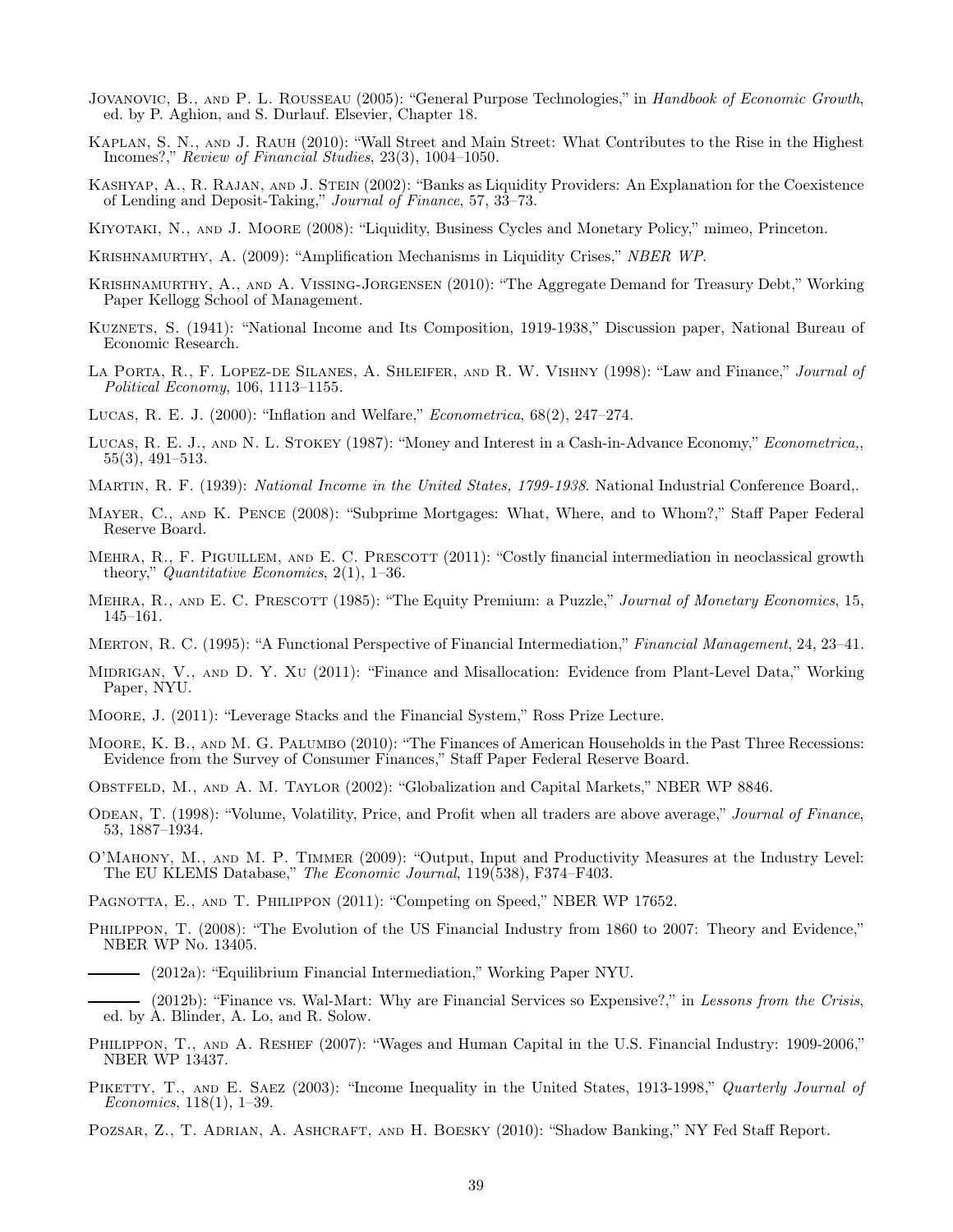Jovanovic, B., and P. L. Rousseau (2005): "General Purpose Technologies," in *Handbook of Economic Growth*, ed. by P. Aghion, and S. Durlauf. Elsevier, Chapter 18.

Kaplan, S. N., and J. Rauh (2010): "Wall Street and Main Street: What Contributes to the Rise in the Highest Incomes?," *Review of Financial Studies*, 23(3), 1004–1050.

Kashyap, A., R. Rajan, and J. Stein (2002): "Banks as Liquidity Providers: An Explanation for the Coexistence of Lending and Deposit-Taking," *Journal of Finance*, 57, 33–73.

Kiyotaki, N., and J. Moore (2008): "Liquidity, Business Cycles and Monetary Policy," mimeo, Princeton.

Krishnamurthy, A. (2009): "Amplification Mechanisms in Liquidity Crises," *NBER WP*.

Krishnamurthy, A., and A. Vissing-Jorgensen (2010): "The Aggregate Demand for Treasury Debt," Working Paper Kellogg School of Management.

Kuznets, S. (1941): "National Income and Its Composition, 1919-1938," Discussion paper, National Bureau of Economic Research.

La Porta, R., F. Lopez-de Silanes, A. Shleifer, and R. W. Vishny (1998): "Law and Finance," *Journal of Political Economy*, 106, 1113–1155.

Lucas, R. E. J. (2000): "Inflation and Welfare," *Econometrica*, 68(2), 247–274.

Lucas, R. E. J., and N. L. Stokey (1987): "Money and Interest in a Cash-in-Advance Economy," *Econometrica,*, 55(3), 491–513.

Martin, R. F. (1939): *National Income in the United States, 1799-1938*. National Industrial Conference Board,.

Mayer, C., and K. Pence (2008): "Subprime Mortgages: What, Where, and to Whom?," Staff Paper Federal Reserve Board.

Mehra, R., F. Piguillem, and E. C. Prescott (2011): "Costly financial intermediation in neoclassical growth theory," *Quantitative Economics*, 2(1), 1–36.

Mehra, R., and E. C. Prescott (1985): "The Equity Premium: a Puzzle," *Journal of Monetary Economics*, 15, 145–161.

Merton, R. C. (1995): "A Functional Perspective of Financial Intermediation," *Financial Management*, 24, 23–41.

Midrigan, V., and D. Y. Xu (2011): "Finance and Misallocation: Evidence from Plant-Level Data," Working Paper, NYU.

Moore, J. (2011): "Leverage Stacks and the Financial System," Ross Prize Lecture.

Moore, K. B., and M. G. Palumbo (2010): "The Finances of American Households in the Past Three Recessions: Evidence from the Survey of Consumer Finances," Staff Paper Federal Reserve Board.

Obstfeld, M., and A. M. Taylor (2002): "Globalization and Capital Markets," NBER WP 8846.

Odean, T. (1998): "Volume, Volatility, Price, and Profit when all traders are above average," *Journal of Finance*, 53, 1887–1934.

O'Mahony, M., and M. P. Timmer (2009): "Output, Input and Productivity Measures at the Industry Level: The EU KLEMS Database," *The Economic Journal*, 119(538), F374–F403.

Pagnotta, E., and T. Philippon (2011): "Competing on Speed," NBER WP 17652.

Philippon, T. (2008): "The Evolution of the US Financial Industry from 1860 to 2007: Theory and Evidence," NBER WP No. 13405.

——— (2012a): "Equilibrium Financial Intermediation," Working Paper NYU.

——— (2012b): "Finance vs. Wal-Mart: Why are Financial Services so Expensive?," in *Lessons from the Crisis*, ed. by A. Blinder, A. Lo, and R. Solow.

Philippon, T., and A. Reshef (2007): "Wages and Human Capital in the U.S. Financial Industry: 1909-2006," NBER WP 13437.

Piketty, T., and E. Saez (2003): "Income Inequality in the United States, 1913-1998," *Quarterly Journal of Economics*, 118(1), 1–39.

Pozsar, Z., T. Adrian, A. Ashcraft, and H. Boesky (2010): "Shadow Banking," NY Fed Staff Report.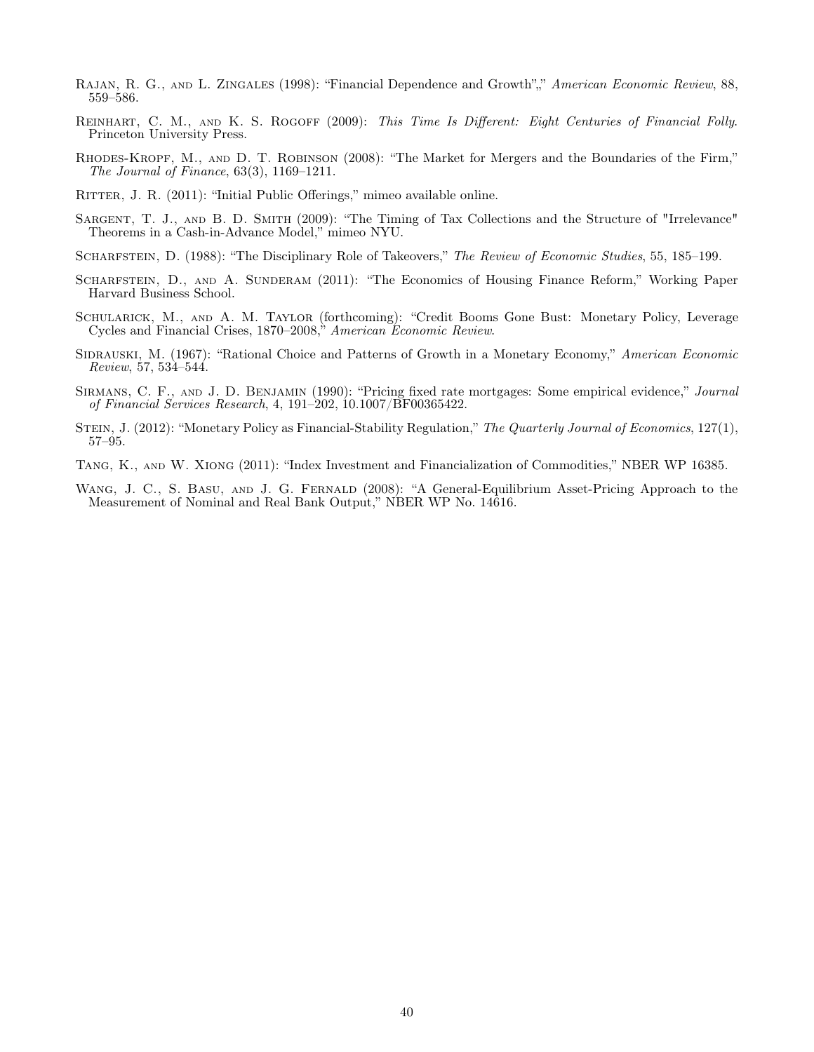Rajan, R. G., and L. Zingales (1998): "Financial Dependence and Growth",," *American Economic Review*, 88, 559–586.

Reinhart, C. M., and K. S. Rogoff (2009): *This Time Is Different: Eight Centuries of Financial Folly.* Princeton University Press.

Rhodes-Kropf, M., and D. T. Robinson (2008): "The Market for Mergers and the Boundaries of the Firm," *The Journal of Finance*, 63(3), 1169–1211.

Ritter, J. R. (2011): "Initial Public Offerings," mimeo available online.

Sargent, T. J., and B. D. Smith (2009): "The Timing of Tax Collections and the Structure of "Irrelevance" Theorems in a Cash-in-Advance Model," mimeo NYU.

Scharfstein, D. (1988): "The Disciplinary Role of Takeovers," *The Review of Economic Studies*, 55, 185–199.

Scharfstein, D., and A. Sunderam (2011): "The Economics of Housing Finance Reform," Working Paper Harvard Business School.

Schularick, M., and A. M. Taylor (forthcoming): "Credit Booms Gone Bust: Monetary Policy, Leverage Cycles and Financial Crises, 1870–2008," *American Economic Review*.

Sidrauski, M. (1967): "Rational Choice and Patterns of Growth in a Monetary Economy," *American Economic Review*, 57, 534–544.

Sirmans, C. F., and J. D. Benjamin (1990): "Pricing fixed rate mortgages: Some empirical evidence," *Journal of Financial Services Research*, 4, 191–202, 10.1007/BF00365422.

Stein, J. (2012): "Monetary Policy as Financial-Stability Regulation," *The Quarterly Journal of Economics*, 127(1), 57–95.

Tang, K., and W. Xiong (2011): "Index Investment and Financialization of Commodities," NBER WP 16385.

Wang, J. C., S. Basu, and J. G. Fernald (2008): "A General-Equilibrium Asset-Pricing Approach to the Measurement of Nominal and Real Bank Output," NBER WP No. 14616.